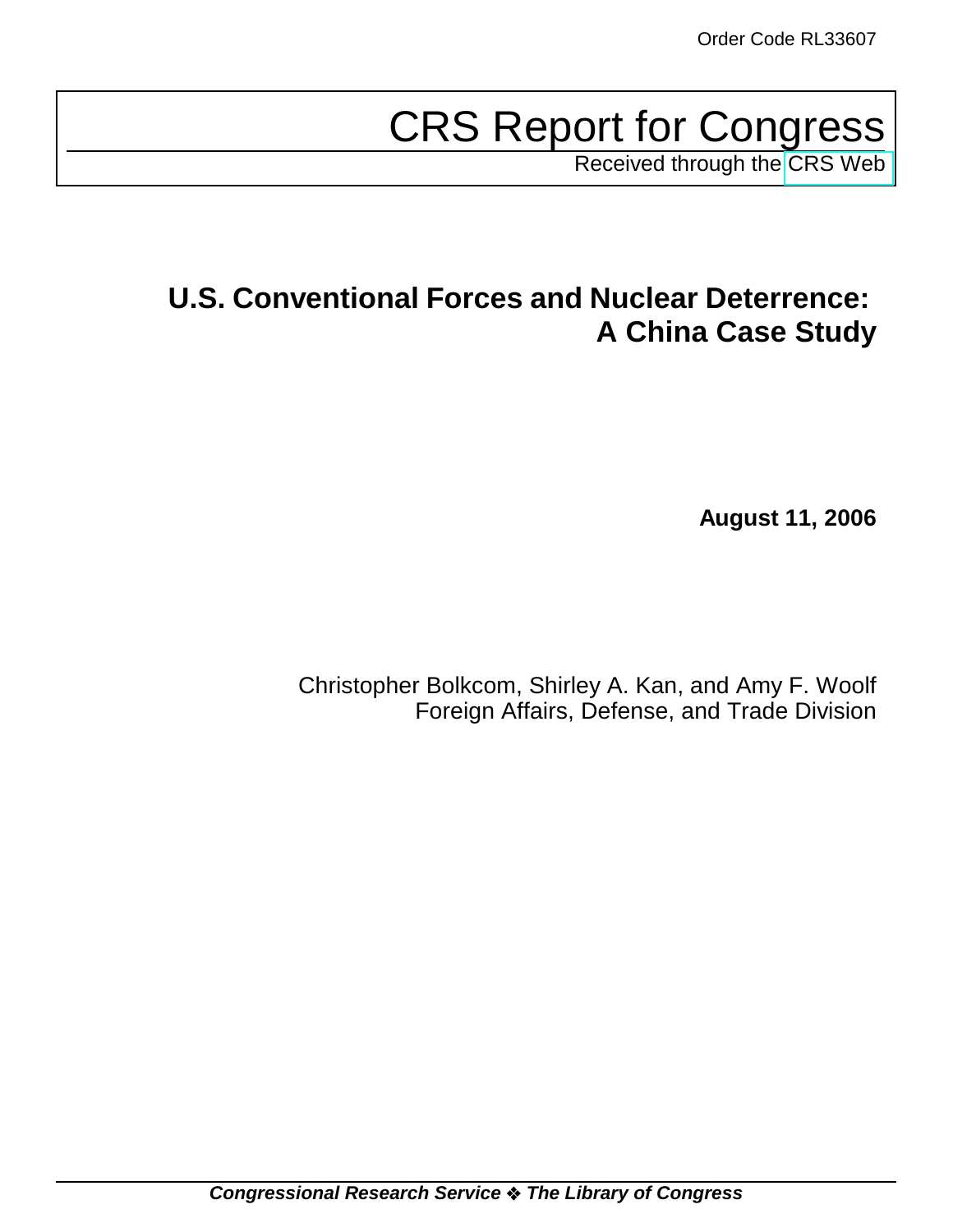Order Code RL33607

# CRS Report for Congress

Received through the CRS Web

## U.S. Conventional Forces and Nuclear Deterrence: A China Case Study

**August 11, 2006**

Christopher Bolkcom, Shirley A. Kan, and Amy F. Woolf
Foreign Affairs, Defense, and Trade Division

***Congressional Research Service ❖ The Library of Congress***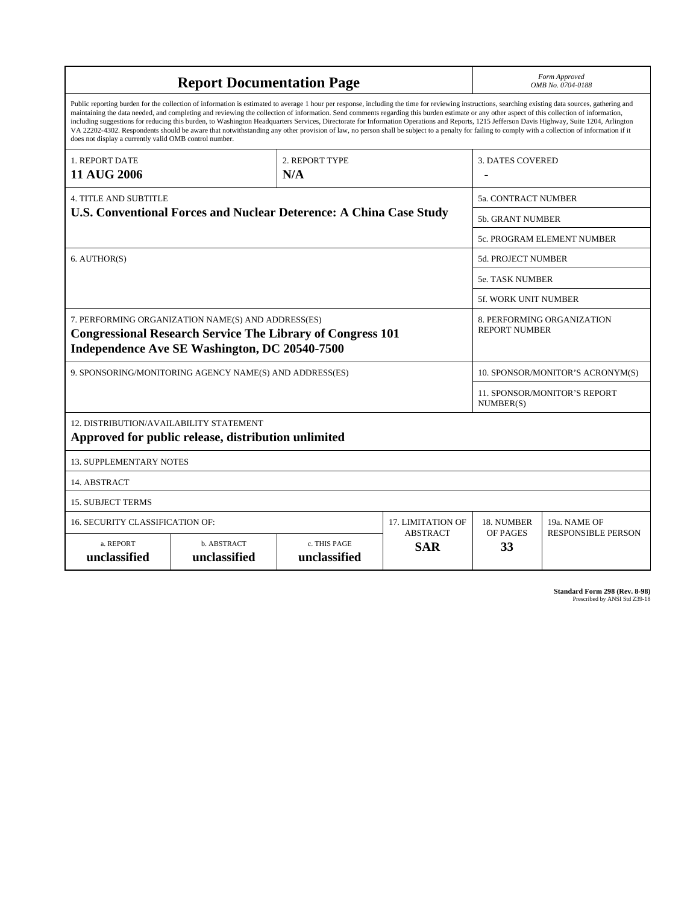# Report Documentation Page

*Form Approved*
*OMB No. 0704-0188*

Public reporting burden for the collection of information is estimated to average 1 hour per response, including the time for reviewing instructions, searching existing data sources, gathering and maintaining the data needed, and completing and reviewing the collection of information. Send comments regarding this burden estimate or any other aspect of this collection of information, including suggestions for reducing this burden, to Washington Headquarters Services, Directorate for Information Operations and Reports, 1215 Jefferson Davis Highway, Suite 1204, Arlington VA 22202-4302. Respondents should be aware that notwithstanding any other provision of law, no person shall be subject to a penalty for failing to comply with a collection of information if it does not display a currently valid OMB control number.

| 1. REPORT DATE | 2. REPORT TYPE | 3. DATES COVERED |
|---|---|---|
| **11 AUG 2006** | **N/A** | **-** |

| 4. TITLE AND SUBTITLE | 5a. CONTRACT NUMBER |
|---|---|
| **U.S. Conventional Forces and Nuclear Deterence: A China Case Study** | 5b. GRANT NUMBER |
| | 5c. PROGRAM ELEMENT NUMBER |
| 6. AUTHOR(S) | 5d. PROJECT NUMBER |
| | 5e. TASK NUMBER |
| | 5f. WORK UNIT NUMBER |
| 7. PERFORMING ORGANIZATION NAME(S) AND ADDRESS(ES)<br>**Congressional Research Service The Library of Congress 101 Independence Ave SE Washington, DC 20540-7500** | 8. PERFORMING ORGANIZATION REPORT NUMBER |
| 9. SPONSORING/MONITORING AGENCY NAME(S) AND ADDRESS(ES) | 10. SPONSOR/MONITOR'S ACRONYM(S) |
| | 11. SPONSOR/MONITOR'S REPORT NUMBER(S) |

12. DISTRIBUTION/AVAILABILITY STATEMENT
**Approved for public release, distribution unlimited**

13. SUPPLEMENTARY NOTES

14. ABSTRACT

15. SUBJECT TERMS

| 16. SECURITY CLASSIFICATION OF: | | | 17. LIMITATION OF ABSTRACT | 18. NUMBER OF PAGES | 19a. NAME OF RESPONSIBLE PERSON |
|---|---|---|---|---|---|
| a. REPORT<br>**unclassified** | b. ABSTRACT<br>**unclassified** | c. THIS PAGE<br>**unclassified** | **SAR** | **33** | |

**Standard Form 298 (Rev. 8-98)**
Prescribed by ANSI Std Z39-18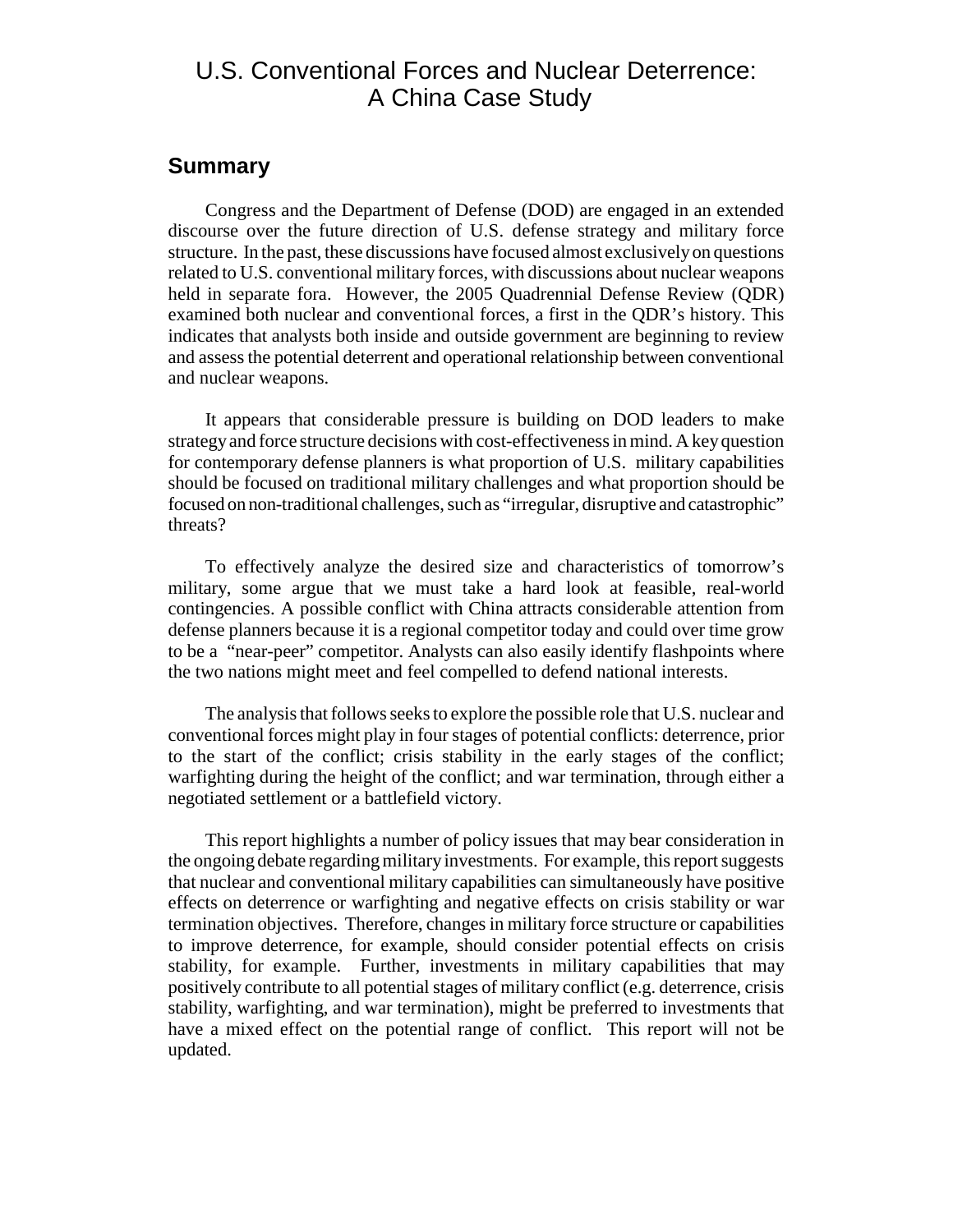# U.S. Conventional Forces and Nuclear Deterrence: A China Case Study

## Summary

Congress and the Department of Defense (DOD) are engaged in an extended discourse over the future direction of U.S. defense strategy and military force structure. In the past, these discussions have focused almost exclusively on questions related to U.S. conventional military forces, with discussions about nuclear weapons held in separate fora. However, the 2005 Quadrennial Defense Review (QDR) examined both nuclear and conventional forces, a first in the QDR's history. This indicates that analysts both inside and outside government are beginning to review and assess the potential deterrent and operational relationship between conventional and nuclear weapons.

It appears that considerable pressure is building on DOD leaders to make strategy and force structure decisions with cost-effectiveness in mind. A key question for contemporary defense planners is what proportion of U.S. military capabilities should be focused on traditional military challenges and what proportion should be focused on non-traditional challenges, such as "irregular, disruptive and catastrophic" threats?

To effectively analyze the desired size and characteristics of tomorrow's military, some argue that we must take a hard look at feasible, real-world contingencies. A possible conflict with China attracts considerable attention from defense planners because it is a regional competitor today and could over time grow to be a "near-peer" competitor. Analysts can also easily identify flashpoints where the two nations might meet and feel compelled to defend national interests.

The analysis that follows seeks to explore the possible role that U.S. nuclear and conventional forces might play in four stages of potential conflicts: deterrence, prior to the start of the conflict; crisis stability in the early stages of the conflict; warfighting during the height of the conflict; and war termination, through either a negotiated settlement or a battlefield victory.

This report highlights a number of policy issues that may bear consideration in the ongoing debate regarding military investments. For example, this report suggests that nuclear and conventional military capabilities can simultaneously have positive effects on deterrence or warfighting and negative effects on crisis stability or war termination objectives. Therefore, changes in military force structure or capabilities to improve deterrence, for example, should consider potential effects on crisis stability, for example. Further, investments in military capabilities that may positively contribute to all potential stages of military conflict (e.g. deterrence, crisis stability, warfighting, and war termination), might be preferred to investments that have a mixed effect on the potential range of conflict. This report will not be updated.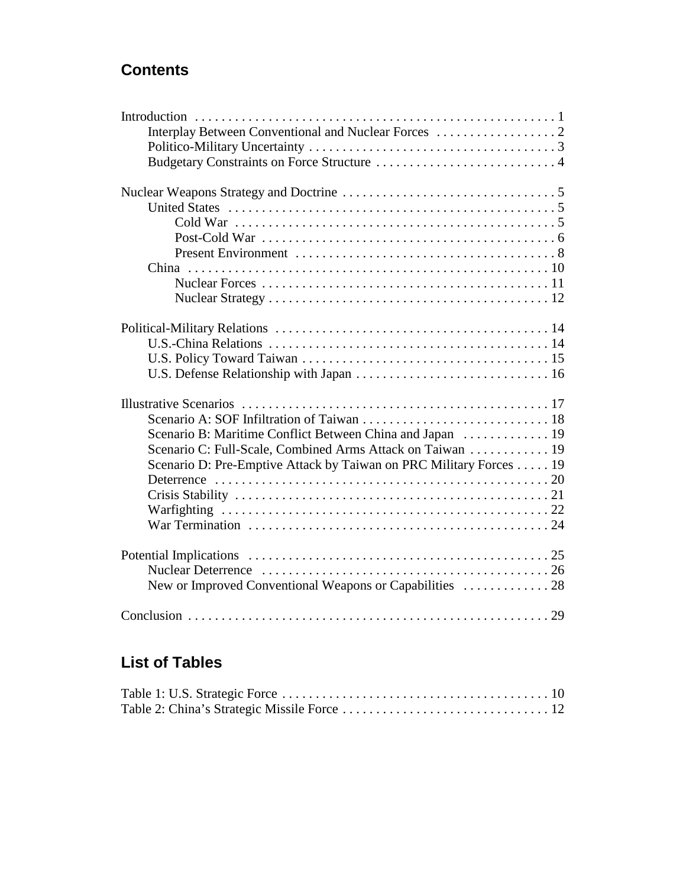## Contents

Introduction . . . . . . . . . . 1
- Interplay Between Conventional and Nuclear Forces . . . . . . . . . . 2
- Politico-Military Uncertainty . . . . . . . . . . 3
- Budgetary Constraints on Force Structure . . . . . . . . . . 4

Nuclear Weapons Strategy and Doctrine . . . . . . . . . . 5
- United States . . . . . . . . . . 5
  - Cold War . . . . . . . . . . 5
  - Post-Cold War . . . . . . . . . . 6
  - Present Environment . . . . . . . . . . 8
- China . . . . . . . . . . 10
  - Nuclear Forces . . . . . . . . . . 11
  - Nuclear Strategy . . . . . . . . . . 12

Political-Military Relations . . . . . . . . . . 14
- U.S.-China Relations . . . . . . . . . . 14
- U.S. Policy Toward Taiwan . . . . . . . . . . 15
- U.S. Defense Relationship with Japan . . . . . . . . . . 16

Illustrative Scenarios . . . . . . . . . . 17
- Scenario A: SOF Infiltration of Taiwan . . . . . . . . . . 18
- Scenario B: Maritime Conflict Between China and Japan . . . . . . . . . . 19
- Scenario C: Full-Scale, Combined Arms Attack on Taiwan . . . . . . . . . . 19
- Scenario D: Pre-Emptive Attack by Taiwan on PRC Military Forces . . . . . 19
- Deterrence . . . . . . . . . . 20
- Crisis Stability . . . . . . . . . . 21
- Warfighting . . . . . . . . . . 22
- War Termination . . . . . . . . . . 24

Potential Implications . . . . . . . . . . 25
- Nuclear Deterrence . . . . . . . . . . 26
- New or Improved Conventional Weapons or Capabilities . . . . . . . . . . 28

Conclusion . . . . . . . . . . 29

## List of Tables

Table 1: U.S. Strategic Force . . . . . . . . . . 10

Table 2: China's Strategic Missile Force . . . . . . . . . . 12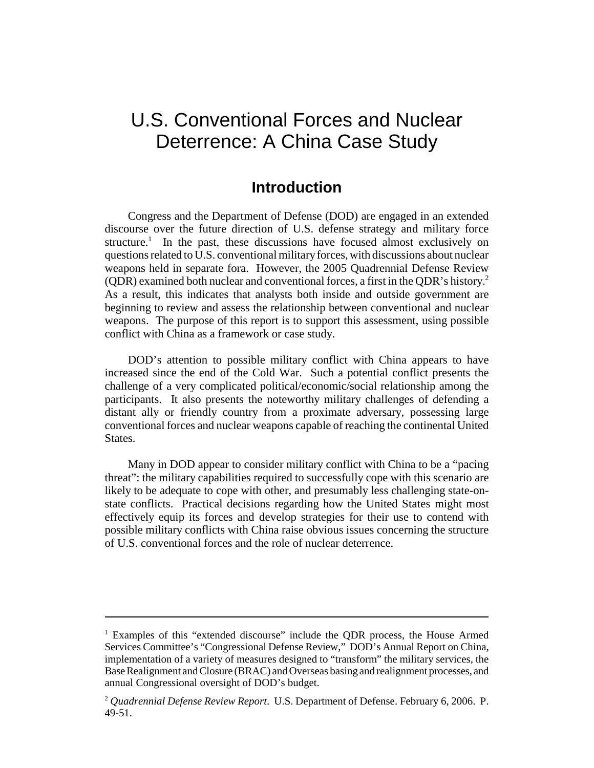# U.S. Conventional Forces and Nuclear Deterrence: A China Case Study

## Introduction

Congress and the Department of Defense (DOD) are engaged in an extended discourse over the future direction of U.S. defense strategy and military force structure.[1] In the past, these discussions have focused almost exclusively on questions related to U.S. conventional military forces, with discussions about nuclear weapons held in separate fora. However, the 2005 Quadrennial Defense Review (QDR) examined both nuclear and conventional forces, a first in the QDR's history.[2] As a result, this indicates that analysts both inside and outside government are beginning to review and assess the relationship between conventional and nuclear weapons. The purpose of this report is to support this assessment, using possible conflict with China as a framework or case study.

DOD's attention to possible military conflict with China appears to have increased since the end of the Cold War. Such a potential conflict presents the challenge of a very complicated political/economic/social relationship among the participants. It also presents the noteworthy military challenges of defending a distant ally or friendly country from a proximate adversary, possessing large conventional forces and nuclear weapons capable of reaching the continental United States.

Many in DOD appear to consider military conflict with China to be a "pacing threat": the military capabilities required to successfully cope with this scenario are likely to be adequate to cope with other, and presumably less challenging state-on-state conflicts. Practical decisions regarding how the United States might most effectively equip its forces and develop strategies for their use to contend with possible military conflicts with China raise obvious issues concerning the structure of U.S. conventional forces and the role of nuclear deterrence.

---

[1] Examples of this "extended discourse" include the QDR process, the House Armed Services Committee's "Congressional Defense Review," DOD's Annual Report on China, implementation of a variety of measures designed to "transform" the military services, the Base Realignment and Closure (BRAC) and Overseas basing and realignment processes, and annual Congressional oversight of DOD's budget.

[2] *Quadrennial Defense Review Report*. U.S. Department of Defense. February 6, 2006. P. 49-51.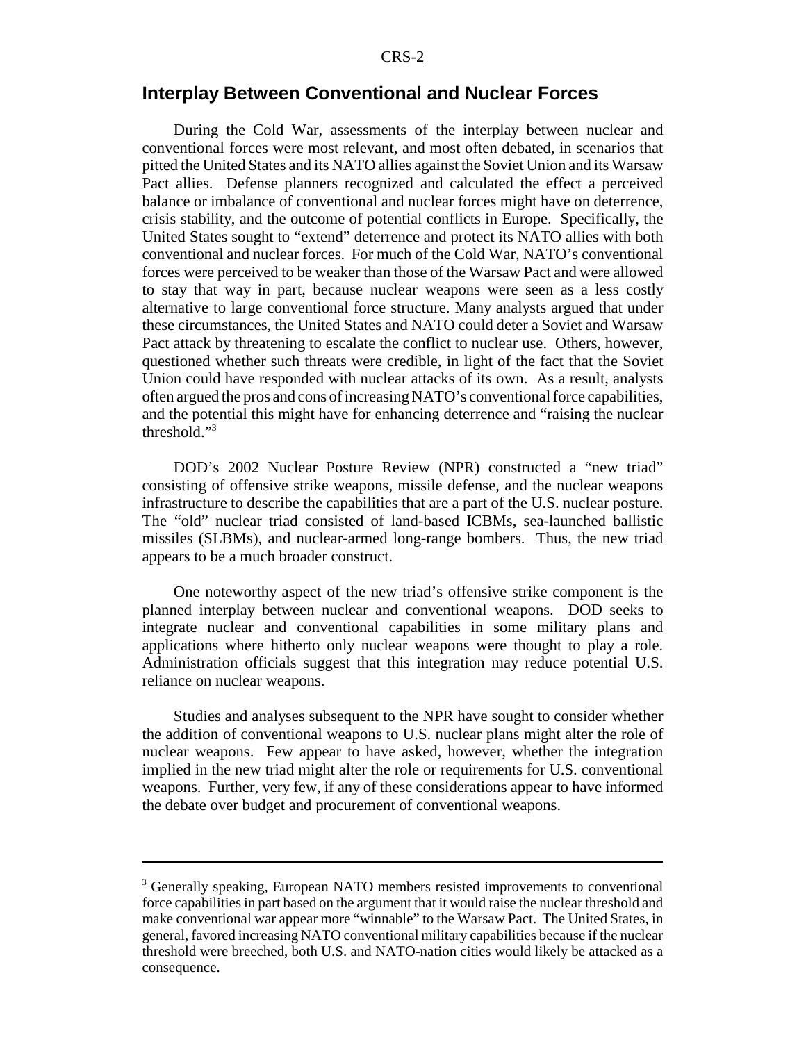## Interplay Between Conventional and Nuclear Forces

During the Cold War, assessments of the interplay between nuclear and conventional forces were most relevant, and most often debated, in scenarios that pitted the United States and its NATO allies against the Soviet Union and its Warsaw Pact allies. Defense planners recognized and calculated the effect a perceived balance or imbalance of conventional and nuclear forces might have on deterrence, crisis stability, and the outcome of potential conflicts in Europe. Specifically, the United States sought to "extend" deterrence and protect its NATO allies with both conventional and nuclear forces. For much of the Cold War, NATO's conventional forces were perceived to be weaker than those of the Warsaw Pact and were allowed to stay that way in part, because nuclear weapons were seen as a less costly alternative to large conventional force structure. Many analysts argued that under these circumstances, the United States and NATO could deter a Soviet and Warsaw Pact attack by threatening to escalate the conflict to nuclear use. Others, however, questioned whether such threats were credible, in light of the fact that the Soviet Union could have responded with nuclear attacks of its own. As a result, analysts often argued the pros and cons of increasing NATO's conventional force capabilities, and the potential this might have for enhancing deterrence and "raising the nuclear threshold."[3]

DOD's 2002 Nuclear Posture Review (NPR) constructed a "new triad" consisting of offensive strike weapons, missile defense, and the nuclear weapons infrastructure to describe the capabilities that are a part of the U.S. nuclear posture. The "old" nuclear triad consisted of land-based ICBMs, sea-launched ballistic missiles (SLBMs), and nuclear-armed long-range bombers. Thus, the new triad appears to be a much broader construct.

One noteworthy aspect of the new triad's offensive strike component is the planned interplay between nuclear and conventional weapons. DOD seeks to integrate nuclear and conventional capabilities in some military plans and applications where hitherto only nuclear weapons were thought to play a role. Administration officials suggest that this integration may reduce potential U.S. reliance on nuclear weapons.

Studies and analyses subsequent to the NPR have sought to consider whether the addition of conventional weapons to U.S. nuclear plans might alter the role of nuclear weapons. Few appear to have asked, however, whether the integration implied in the new triad might alter the role or requirements for U.S. conventional weapons. Further, very few, if any of these considerations appear to have informed the debate over budget and procurement of conventional weapons.

---

[3] Generally speaking, European NATO members resisted improvements to conventional force capabilities in part based on the argument that it would raise the nuclear threshold and make conventional war appear more "winnable" to the Warsaw Pact. The United States, in general, favored increasing NATO conventional military capabilities because if the nuclear threshold were breeched, both U.S. and NATO-nation cities would likely be attacked as a consequence.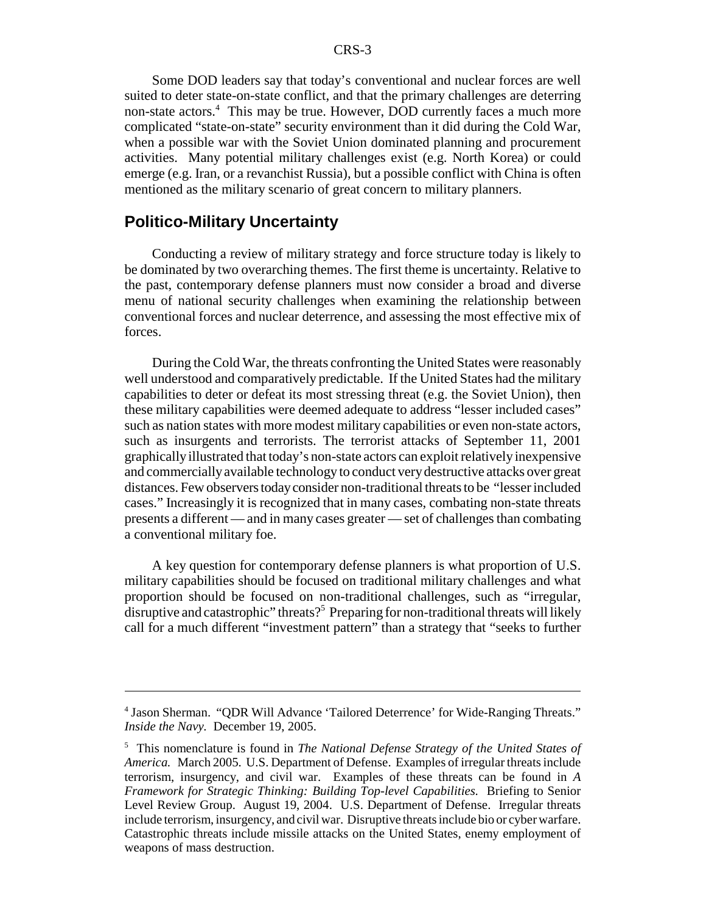Some DOD leaders say that today's conventional and nuclear forces are well suited to deter state-on-state conflict, and that the primary challenges are deterring non-state actors.[4] This may be true. However, DOD currently faces a much more complicated "state-on-state" security environment than it did during the Cold War, when a possible war with the Soviet Union dominated planning and procurement activities. Many potential military challenges exist (e.g. North Korea) or could emerge (e.g. Iran, or a revanchist Russia), but a possible conflict with China is often mentioned as the military scenario of great concern to military planners.

## Politico-Military Uncertainty

Conducting a review of military strategy and force structure today is likely to be dominated by two overarching themes. The first theme is uncertainty. Relative to the past, contemporary defense planners must now consider a broad and diverse menu of national security challenges when examining the relationship between conventional forces and nuclear deterrence, and assessing the most effective mix of forces.

During the Cold War, the threats confronting the United States were reasonably well understood and comparatively predictable. If the United States had the military capabilities to deter or defeat its most stressing threat (e.g. the Soviet Union), then these military capabilities were deemed adequate to address "lesser included cases" such as nation states with more modest military capabilities or even non-state actors, such as insurgents and terrorists. The terrorist attacks of September 11, 2001 graphically illustrated that today's non-state actors can exploit relatively inexpensive and commercially available technology to conduct very destructive attacks over great distances. Few observers today consider non-traditional threats to be "lesser included cases." Increasingly it is recognized that in many cases, combating non-state threats presents a different — and in many cases greater — set of challenges than combating a conventional military foe.

A key question for contemporary defense planners is what proportion of U.S. military capabilities should be focused on traditional military challenges and what proportion should be focused on non-traditional challenges, such as "irregular, disruptive and catastrophic" threats?[5] Preparing for non-traditional threats will likely call for a much different "investment pattern" than a strategy that "seeks to further

---

[4] Jason Sherman. "QDR Will Advance 'Tailored Deterrence' for Wide-Ranging Threats." *Inside the Navy.* December 19, 2005.

[5] This nomenclature is found in *The National Defense Strategy of the United States of America.* March 2005. U.S. Department of Defense. Examples of irregular threats include terrorism, insurgency, and civil war. Examples of these threats can be found in *A Framework for Strategic Thinking: Building Top-level Capabilities.* Briefing to Senior Level Review Group. August 19, 2004. U.S. Department of Defense. Irregular threats include terrorism, insurgency, and civil war. Disruptive threats include bio or cyber warfare. Catastrophic threats include missile attacks on the United States, enemy employment of weapons of mass destruction.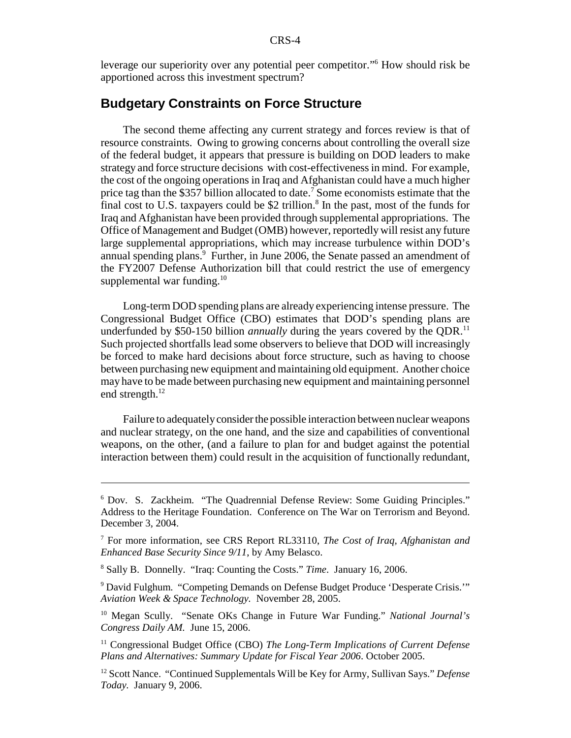leverage our superiority over any potential peer competitor."[6] How should risk be apportioned across this investment spectrum?

## Budgetary Constraints on Force Structure

The second theme affecting any current strategy and forces review is that of resource constraints. Owing to growing concerns about controlling the overall size of the federal budget, it appears that pressure is building on DOD leaders to make strategy and force structure decisions with cost-effectiveness in mind. For example, the cost of the ongoing operations in Iraq and Afghanistan could have a much higher price tag than the $357 billion allocated to date.[7] Some economists estimate that the final cost to U.S. taxpayers could be $2 trillion.[8] In the past, most of the funds for Iraq and Afghanistan have been provided through supplemental appropriations. The Office of Management and Budget (OMB) however, reportedly will resist any future large supplemental appropriations, which may increase turbulence within DOD's annual spending plans.[9] Further, in June 2006, the Senate passed an amendment of the FY2007 Defense Authorization bill that could restrict the use of emergency supplemental war funding.[10]

Long-term DOD spending plans are already experiencing intense pressure. The Congressional Budget Office (CBO) estimates that DOD's spending plans are underfunded by $50-150 billion *annually* during the years covered by the QDR.[11] Such projected shortfalls lead some observers to believe that DOD will increasingly be forced to make hard decisions about force structure, such as having to choose between purchasing new equipment and maintaining old equipment. Another choice may have to be made between purchasing new equipment and maintaining personnel end strength.[12]

Failure to adequately consider the possible interaction between nuclear weapons and nuclear strategy, on the one hand, and the size and capabilities of conventional weapons, on the other, (and a failure to plan for and budget against the potential interaction between them) could result in the acquisition of functionally redundant,

---

[6] Dov. S. Zackheim. "The Quadrennial Defense Review: Some Guiding Principles." Address to the Heritage Foundation. Conference on The War on Terrorism and Beyond. December 3, 2004.

[7] For more information, see CRS Report RL33110, *The Cost of Iraq, Afghanistan and Enhanced Base Security Since 9/11*, by Amy Belasco.

[8] Sally B. Donnelly. "Iraq: Counting the Costs." *Time*. January 16, 2006.

[9] David Fulghum. "Competing Demands on Defense Budget Produce 'Desperate Crisis.'" *Aviation Week & Space Technology.* November 28, 2005.

[10] Megan Scully. "Senate OKs Change in Future War Funding." *National Journal's Congress Daily AM.* June 15, 2006.

[11] Congressional Budget Office (CBO) *The Long-Term Implications of Current Defense Plans and Alternatives: Summary Update for Fiscal Year 2006*. October 2005.

[12] Scott Nance. "Continued Supplementals Will be Key for Army, Sullivan Says." *Defense Today.* January 9, 2006.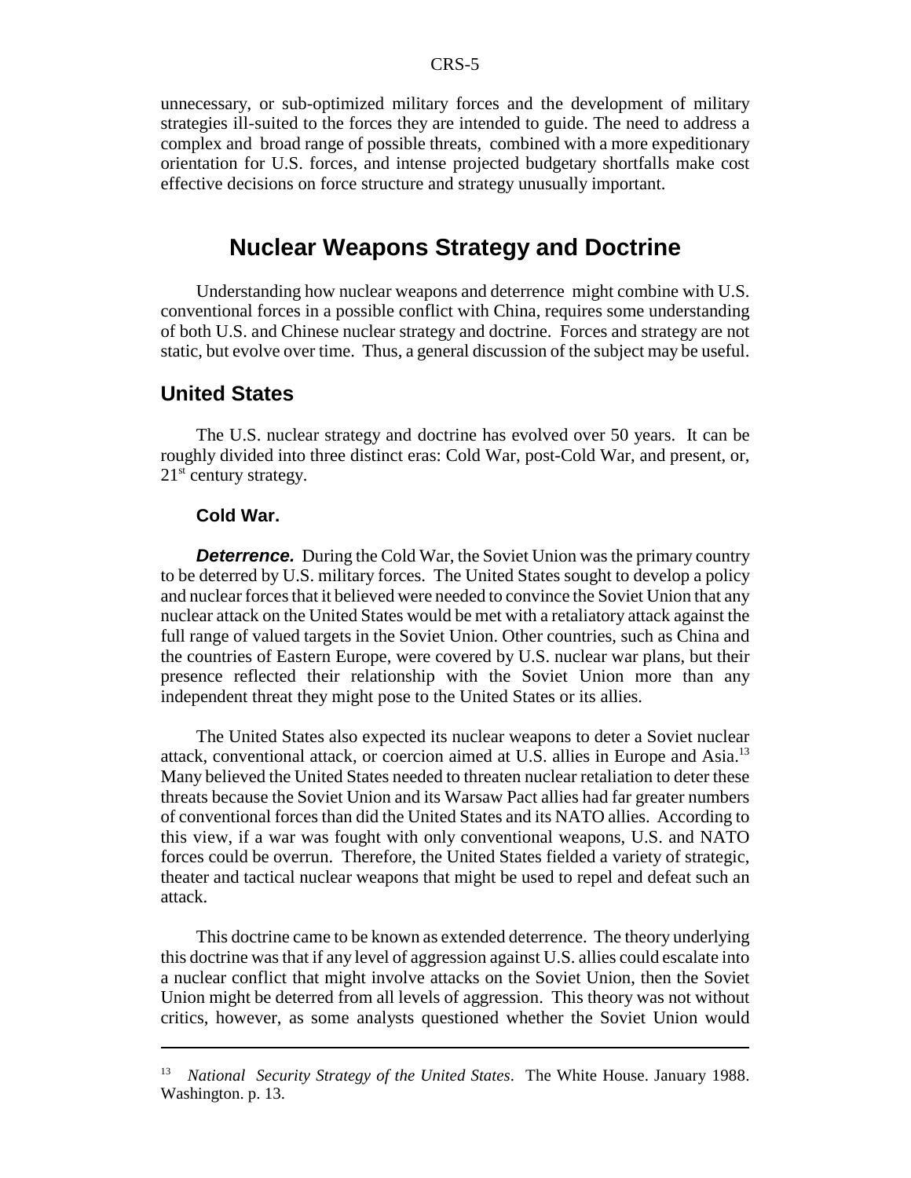unnecessary, or sub-optimized military forces and the development of military strategies ill-suited to the forces they are intended to guide. The need to address a complex and broad range of possible threats, combined with a more expeditionary orientation for U.S. forces, and intense projected budgetary shortfalls make cost effective decisions on force structure and strategy unusually important.

## Nuclear Weapons Strategy and Doctrine

Understanding how nuclear weapons and deterrence might combine with U.S. conventional forces in a possible conflict with China, requires some understanding of both U.S. and Chinese nuclear strategy and doctrine. Forces and strategy are not static, but evolve over time. Thus, a general discussion of the subject may be useful.

### United States

The U.S. nuclear strategy and doctrine has evolved over 50 years. It can be roughly divided into three distinct eras: Cold War, post-Cold War, and present, or, 21st century strategy.

#### Cold War.

***Deterrence.*** During the Cold War, the Soviet Union was the primary country to be deterred by U.S. military forces. The United States sought to develop a policy and nuclear forces that it believed were needed to convince the Soviet Union that any nuclear attack on the United States would be met with a retaliatory attack against the full range of valued targets in the Soviet Union. Other countries, such as China and the countries of Eastern Europe, were covered by U.S. nuclear war plans, but their presence reflected their relationship with the Soviet Union more than any independent threat they might pose to the United States or its allies.

The United States also expected its nuclear weapons to deter a Soviet nuclear attack, conventional attack, or coercion aimed at U.S. allies in Europe and Asia.[13] Many believed the United States needed to threaten nuclear retaliation to deter these threats because the Soviet Union and its Warsaw Pact allies had far greater numbers of conventional forces than did the United States and its NATO allies. According to this view, if a war was fought with only conventional weapons, U.S. and NATO forces could be overrun. Therefore, the United States fielded a variety of strategic, theater and tactical nuclear weapons that might be used to repel and defeat such an attack.

This doctrine came to be known as extended deterrence. The theory underlying this doctrine was that if any level of aggression against U.S. allies could escalate into a nuclear conflict that might involve attacks on the Soviet Union, then the Soviet Union might be deterred from all levels of aggression. This theory was not without critics, however, as some analysts questioned whether the Soviet Union would

---

[13] *National Security Strategy of the United States*. The White House. January 1988. Washington. p. 13.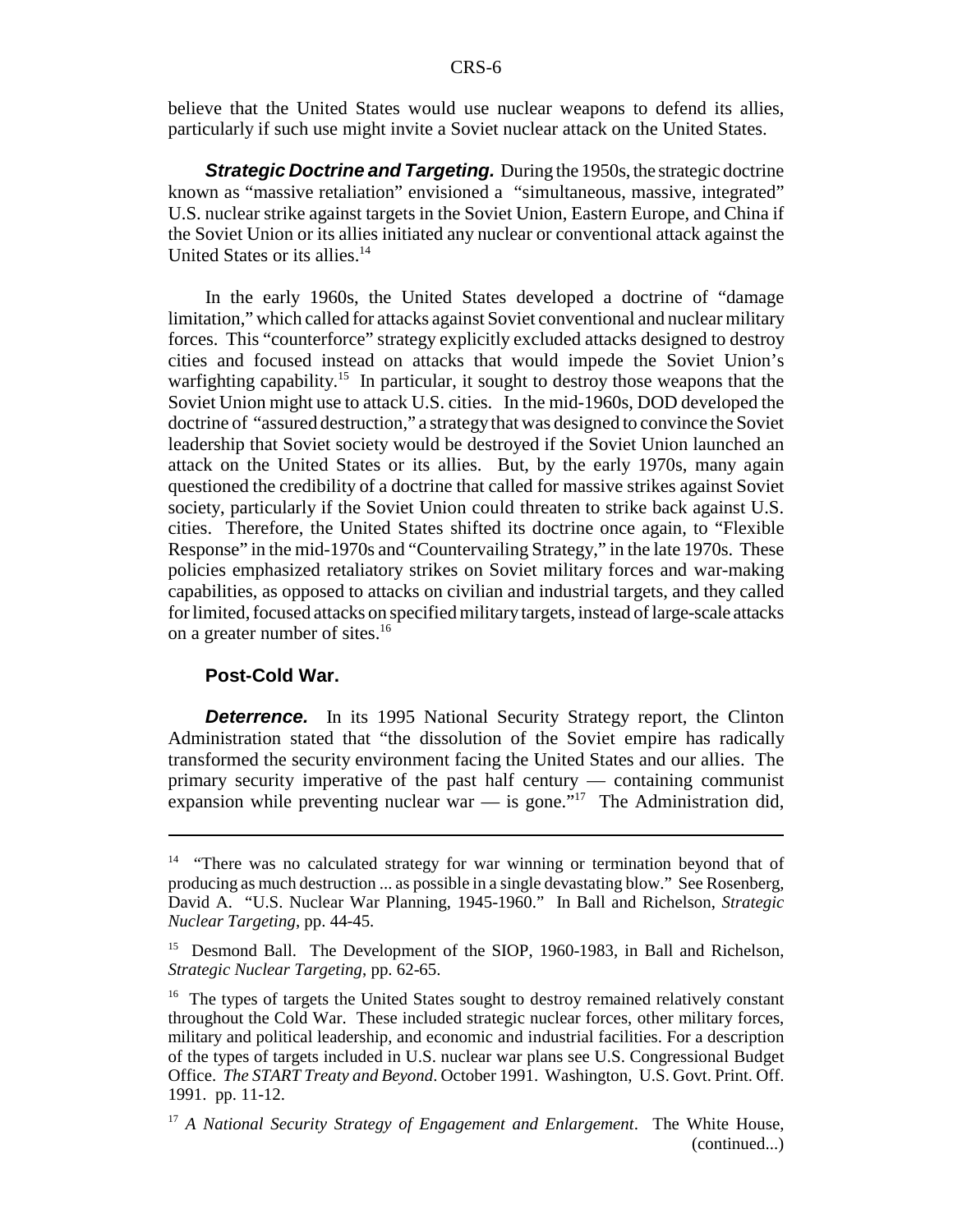believe that the United States would use nuclear weapons to defend its allies, particularly if such use might invite a Soviet nuclear attack on the United States.

***Strategic Doctrine and Targeting.*** During the 1950s, the strategic doctrine known as "massive retaliation" envisioned a "simultaneous, massive, integrated" U.S. nuclear strike against targets in the Soviet Union, Eastern Europe, and China if the Soviet Union or its allies initiated any nuclear or conventional attack against the United States or its allies.[14]

In the early 1960s, the United States developed a doctrine of "damage limitation," which called for attacks against Soviet conventional and nuclear military forces. This "counterforce" strategy explicitly excluded attacks designed to destroy cities and focused instead on attacks that would impede the Soviet Union's warfighting capability.[15] In particular, it sought to destroy those weapons that the Soviet Union might use to attack U.S. cities. In the mid-1960s, DOD developed the doctrine of "assured destruction," a strategy that was designed to convince the Soviet leadership that Soviet society would be destroyed if the Soviet Union launched an attack on the United States or its allies. But, by the early 1970s, many again questioned the credibility of a doctrine that called for massive strikes against Soviet society, particularly if the Soviet Union could threaten to strike back against U.S. cities. Therefore, the United States shifted its doctrine once again, to "Flexible Response" in the mid-1970s and "Countervailing Strategy," in the late 1970s. These policies emphasized retaliatory strikes on Soviet military forces and war-making capabilities, as opposed to attacks on civilian and industrial targets, and they called for limited, focused attacks on specified military targets, instead of large-scale attacks on a greater number of sites.[16]

### Post-Cold War.

***Deterrence.*** In its 1995 National Security Strategy report, the Clinton Administration stated that "the dissolution of the Soviet empire has radically transformed the security environment facing the United States and our allies. The primary security imperative of the past half century — containing communist expansion while preventing nuclear war — is gone."[17] The Administration did,

---

[14] "There was no calculated strategy for war winning or termination beyond that of producing as much destruction ... as possible in a single devastating blow." See Rosenberg, David A. "U.S. Nuclear War Planning, 1945-1960." In Ball and Richelson, *Strategic Nuclear Targeting*, pp. 44-45.

[15] Desmond Ball. The Development of the SIOP, 1960-1983, in Ball and Richelson, *Strategic Nuclear Targeting*, pp. 62-65.

[16] The types of targets the United States sought to destroy remained relatively constant throughout the Cold War. These included strategic nuclear forces, other military forces, military and political leadership, and economic and industrial facilities. For a description of the types of targets included in U.S. nuclear war plans see U.S. Congressional Budget Office. *The START Treaty and Beyond*. October 1991. Washington, U.S. Govt. Print. Off. 1991. pp. 11-12.

[17] *A National Security Strategy of Engagement and Enlargement*. The White House, (continued...)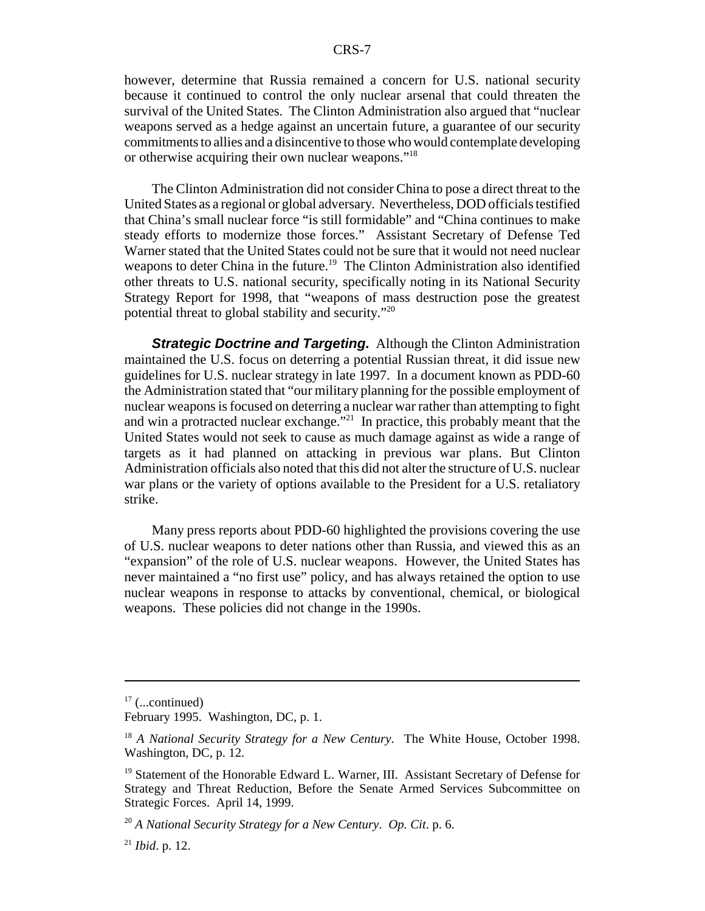however, determine that Russia remained a concern for U.S. national security because it continued to control the only nuclear arsenal that could threaten the survival of the United States. The Clinton Administration also argued that "nuclear weapons served as a hedge against an uncertain future, a guarantee of our security commitments to allies and a disincentive to those who would contemplate developing or otherwise acquiring their own nuclear weapons."[18]

The Clinton Administration did not consider China to pose a direct threat to the United States as a regional or global adversary. Nevertheless, DOD officials testified that China's small nuclear force "is still formidable" and "China continues to make steady efforts to modernize those forces." Assistant Secretary of Defense Ted Warner stated that the United States could not be sure that it would not need nuclear weapons to deter China in the future.[19] The Clinton Administration also identified other threats to U.S. national security, specifically noting in its National Security Strategy Report for 1998, that "weapons of mass destruction pose the greatest potential threat to global stability and security."[20]

***Strategic Doctrine and Targeting.*** Although the Clinton Administration maintained the U.S. focus on deterring a potential Russian threat, it did issue new guidelines for U.S. nuclear strategy in late 1997. In a document known as PDD-60 the Administration stated that "our military planning for the possible employment of nuclear weapons is focused on deterring a nuclear war rather than attempting to fight and win a protracted nuclear exchange."[21] In practice, this probably meant that the United States would not seek to cause as much damage against as wide a range of targets as it had planned on attacking in previous war plans. But Clinton Administration officials also noted that this did not alter the structure of U.S. nuclear war plans or the variety of options available to the President for a U.S. retaliatory strike.

Many press reports about PDD-60 highlighted the provisions covering the use of U.S. nuclear weapons to deter nations other than Russia, and viewed this as an "expansion" of the role of U.S. nuclear weapons. However, the United States has never maintained a "no first use" policy, and has always retained the option to use nuclear weapons in response to attacks by conventional, chemical, or biological weapons. These policies did not change in the 1990s.

---

[17] (...continued) February 1995. Washington, DC, p. 1.

[18] *A National Security Strategy for a New Century*. The White House, October 1998. Washington, DC, p. 12.

[19] Statement of the Honorable Edward L. Warner, III. Assistant Secretary of Defense for Strategy and Threat Reduction, Before the Senate Armed Services Subcommittee on Strategic Forces. April 14, 1999.

[20] *A National Security Strategy for a New Century*. *Op. Cit*. p. 6.

[21] *Ibid*. p. 12.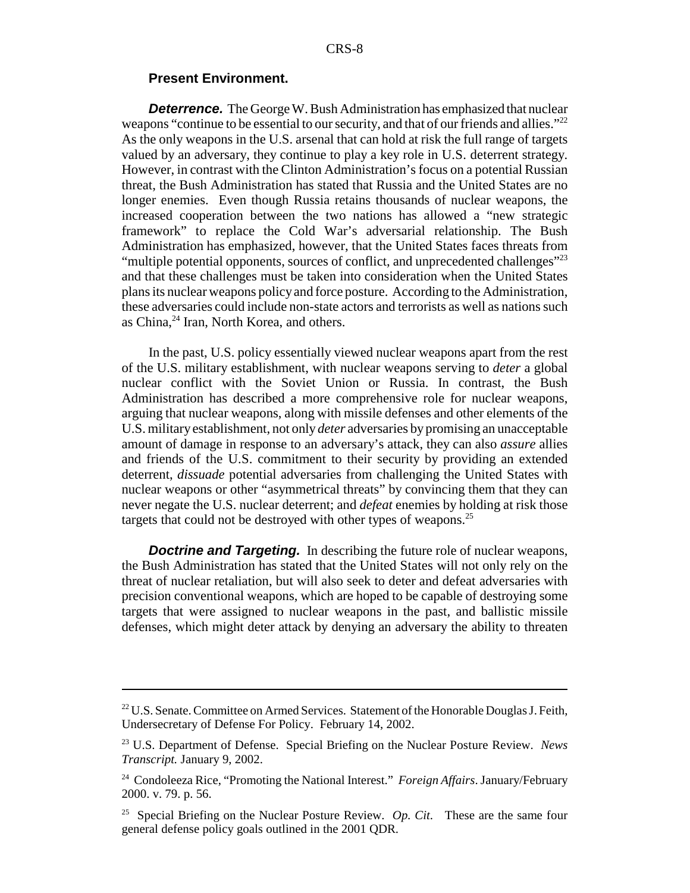### Present Environment.

***Deterrence.*** The George W. Bush Administration has emphasized that nuclear weapons "continue to be essential to our security, and that of our friends and allies."[22] As the only weapons in the U.S. arsenal that can hold at risk the full range of targets valued by an adversary, they continue to play a key role in U.S. deterrent strategy. However, in contrast with the Clinton Administration's focus on a potential Russian threat, the Bush Administration has stated that Russia and the United States are no longer enemies. Even though Russia retains thousands of nuclear weapons, the increased cooperation between the two nations has allowed a "new strategic framework" to replace the Cold War's adversarial relationship. The Bush Administration has emphasized, however, that the United States faces threats from "multiple potential opponents, sources of conflict, and unprecedented challenges"[23] and that these challenges must be taken into consideration when the United States plans its nuclear weapons policy and force posture. According to the Administration, these adversaries could include non-state actors and terrorists as well as nations such as China,[24] Iran, North Korea, and others.

In the past, U.S. policy essentially viewed nuclear weapons apart from the rest of the U.S. military establishment, with nuclear weapons serving to *deter* a global nuclear conflict with the Soviet Union or Russia. In contrast, the Bush Administration has described a more comprehensive role for nuclear weapons, arguing that nuclear weapons, along with missile defenses and other elements of the U.S. military establishment, not only *deter* adversaries by promising an unacceptable amount of damage in response to an adversary's attack, they can also *assure* allies and friends of the U.S. commitment to their security by providing an extended deterrent, *dissuade* potential adversaries from challenging the United States with nuclear weapons or other "asymmetrical threats" by convincing them that they can never negate the U.S. nuclear deterrent; and *defeat* enemies by holding at risk those targets that could not be destroyed with other types of weapons.[25]

***Doctrine and Targeting.*** In describing the future role of nuclear weapons, the Bush Administration has stated that the United States will not only rely on the threat of nuclear retaliation, but will also seek to deter and defeat adversaries with precision conventional weapons, which are hoped to be capable of destroying some targets that were assigned to nuclear weapons in the past, and ballistic missile defenses, which might deter attack by denying an adversary the ability to threaten

---

[22] U.S. Senate. Committee on Armed Services. Statement of the Honorable Douglas J. Feith, Undersecretary of Defense For Policy. February 14, 2002.

[23] U.S. Department of Defense. Special Briefing on the Nuclear Posture Review. *News Transcript.* January 9, 2002.

[24] Condoleeza Rice, "Promoting the National Interest." *Foreign Affairs*. January/February 2000. v. 79. p. 56.

[25] Special Briefing on the Nuclear Posture Review. *Op. Cit*. These are the same four general defense policy goals outlined in the 2001 QDR.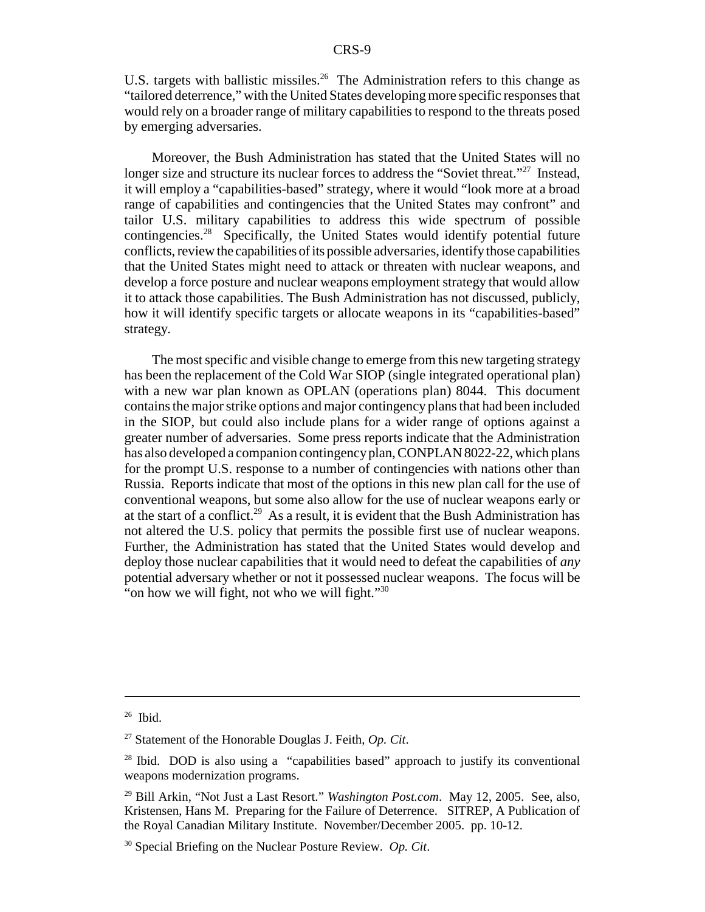U.S. targets with ballistic missiles.[26] The Administration refers to this change as "tailored deterrence," with the United States developing more specific responses that would rely on a broader range of military capabilities to respond to the threats posed by emerging adversaries.

Moreover, the Bush Administration has stated that the United States will no longer size and structure its nuclear forces to address the "Soviet threat."[27] Instead, it will employ a "capabilities-based" strategy, where it would "look more at a broad range of capabilities and contingencies that the United States may confront" and tailor U.S. military capabilities to address this wide spectrum of possible contingencies.[28] Specifically, the United States would identify potential future conflicts, review the capabilities of its possible adversaries, identify those capabilities that the United States might need to attack or threaten with nuclear weapons, and develop a force posture and nuclear weapons employment strategy that would allow it to attack those capabilities. The Bush Administration has not discussed, publicly, how it will identify specific targets or allocate weapons in its "capabilities-based" strategy.

The most specific and visible change to emerge from this new targeting strategy has been the replacement of the Cold War SIOP (single integrated operational plan) with a new war plan known as OPLAN (operations plan) 8044. This document contains the major strike options and major contingency plans that had been included in the SIOP, but could also include plans for a wider range of options against a greater number of adversaries. Some press reports indicate that the Administration has also developed a companion contingency plan, CONPLAN 8022-22, which plans for the prompt U.S. response to a number of contingencies with nations other than Russia. Reports indicate that most of the options in this new plan call for the use of conventional weapons, but some also allow for the use of nuclear weapons early or at the start of a conflict.[29] As a result, it is evident that the Bush Administration has not altered the U.S. policy that permits the possible first use of nuclear weapons. Further, the Administration has stated that the United States would develop and deploy those nuclear capabilities that it would need to defeat the capabilities of *any* potential adversary whether or not it possessed nuclear weapons. The focus will be "on how we will fight, not who we will fight."[30]

---

[26] Ibid.

[27] Statement of the Honorable Douglas J. Feith, *Op. Cit*.

[28] Ibid. DOD is also using a "capabilities based" approach to justify its conventional weapons modernization programs.

[29] Bill Arkin, "Not Just a Last Resort." *Washington Post.com*. May 12, 2005. See, also, Kristensen, Hans M. Preparing for the Failure of Deterrence. SITREP, A Publication of the Royal Canadian Military Institute. November/December 2005. pp. 10-12.

[30] Special Briefing on the Nuclear Posture Review. *Op. Cit*.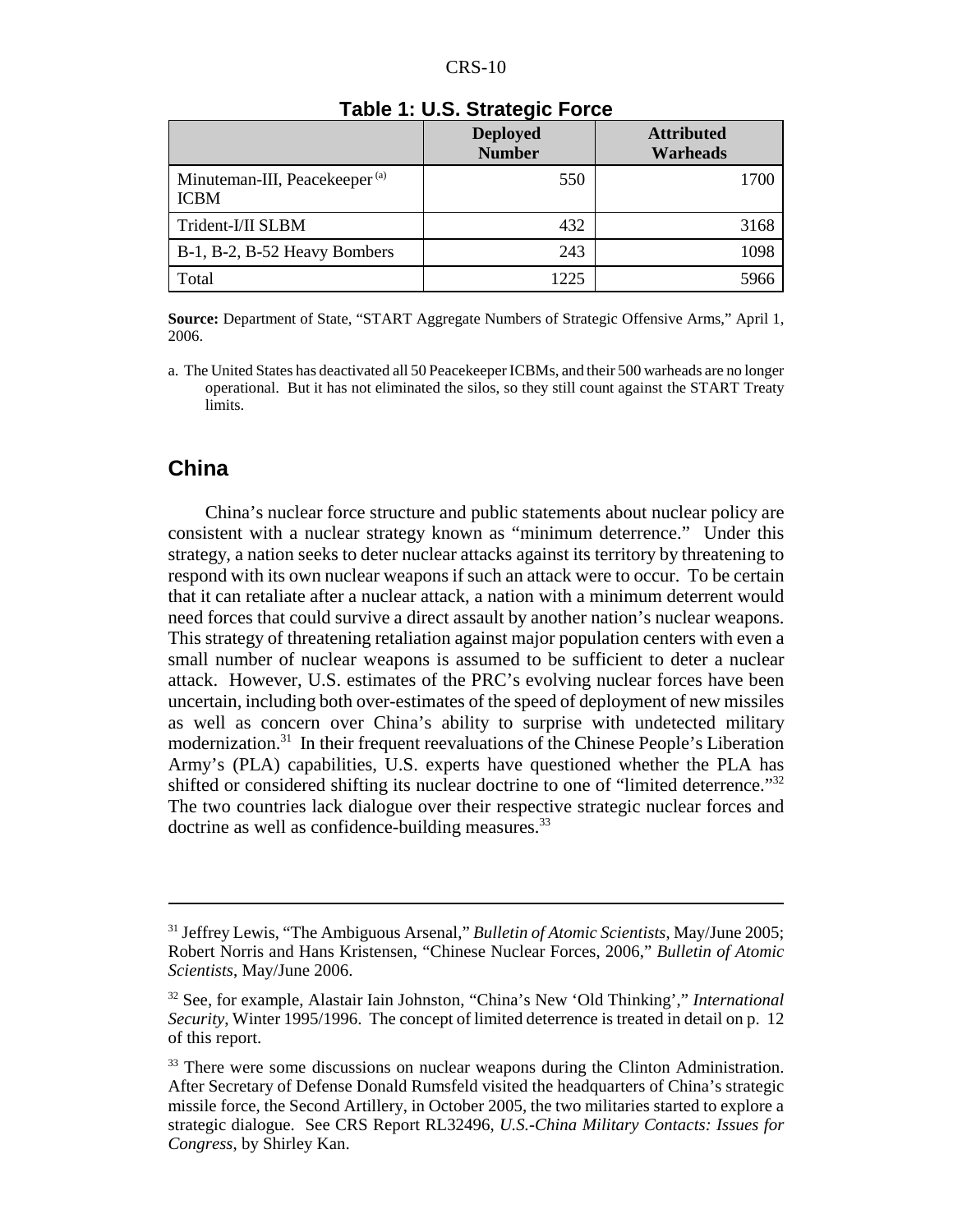**Table 1: U.S. Strategic Force**

| | Deployed Number | Attributed Warheads |
|---|---|---|
| Minuteman-III, Peacekeeper [(a)] ICBM | 550 | 1700 |
| Trident-I/II SLBM | 432 | 3168 |
| B-1, B-2, B-52 Heavy Bombers | 243 | 1098 |
| Total | 1225 | 5966 |

**Source:** Department of State, "START Aggregate Numbers of Strategic Offensive Arms," April 1, 2006.

a. The United States has deactivated all 50 Peacekeeper ICBMs, and their 500 warheads are no longer operational. But it has not eliminated the silos, so they still count against the START Treaty limits.

## China

China's nuclear force structure and public statements about nuclear policy are consistent with a nuclear strategy known as "minimum deterrence." Under this strategy, a nation seeks to deter nuclear attacks against its territory by threatening to respond with its own nuclear weapons if such an attack were to occur. To be certain that it can retaliate after a nuclear attack, a nation with a minimum deterrent would need forces that could survive a direct assault by another nation's nuclear weapons. This strategy of threatening retaliation against major population centers with even a small number of nuclear weapons is assumed to be sufficient to deter a nuclear attack. However, U.S. estimates of the PRC's evolving nuclear forces have been uncertain, including both over-estimates of the speed of deployment of new missiles as well as concern over China's ability to surprise with undetected military modernization.[31] In their frequent reevaluations of the Chinese People's Liberation Army's (PLA) capabilities, U.S. experts have questioned whether the PLA has shifted or considered shifting its nuclear doctrine to one of "limited deterrence."[32] The two countries lack dialogue over their respective strategic nuclear forces and doctrine as well as confidence-building measures.[33]

---

[31] Jeffrey Lewis, "The Ambiguous Arsenal," *Bulletin of Atomic Scientists*, May/June 2005; Robert Norris and Hans Kristensen, "Chinese Nuclear Forces, 2006," *Bulletin of Atomic Scientists*, May/June 2006.

[32] See, for example, Alastair Iain Johnston, "China's New 'Old Thinking'," *International Security*, Winter 1995/1996. The concept of limited deterrence is treated in detail on p. 12 of this report.

[33] There were some discussions on nuclear weapons during the Clinton Administration. After Secretary of Defense Donald Rumsfeld visited the headquarters of China's strategic missile force, the Second Artillery, in October 2005, the two militaries started to explore a strategic dialogue. See CRS Report RL32496, *U.S.-China Military Contacts: Issues for Congress*, by Shirley Kan.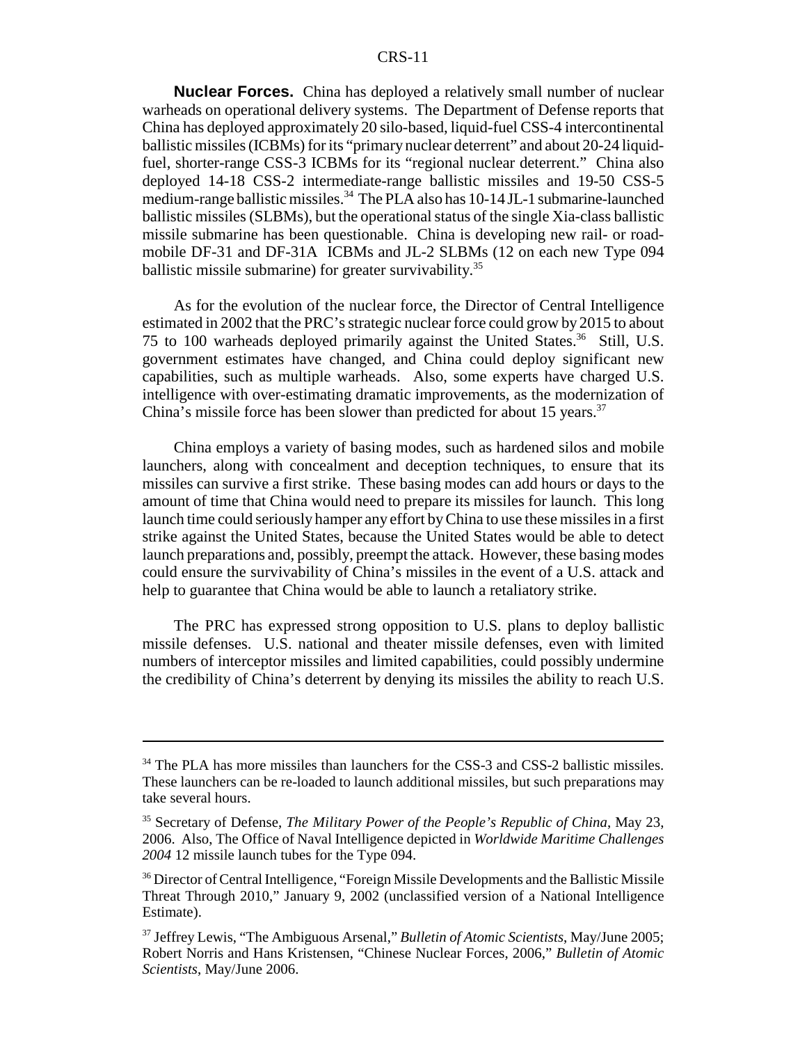**Nuclear Forces.** China has deployed a relatively small number of nuclear warheads on operational delivery systems. The Department of Defense reports that China has deployed approximately 20 silo-based, liquid-fuel CSS-4 intercontinental ballistic missiles (ICBMs) for its "primary nuclear deterrent" and about 20-24 liquid-fuel, shorter-range CSS-3 ICBMs for its "regional nuclear deterrent." China also deployed 14-18 CSS-2 intermediate-range ballistic missiles and 19-50 CSS-5 medium-range ballistic missiles.[34] The PLA also has 10-14 JL-1 submarine-launched ballistic missiles (SLBMs), but the operational status of the single Xia-class ballistic missile submarine has been questionable. China is developing new rail- or road-mobile DF-31 and DF-31A ICBMs and JL-2 SLBMs (12 on each new Type 094 ballistic missile submarine) for greater survivability.[35]

As for the evolution of the nuclear force, the Director of Central Intelligence estimated in 2002 that the PRC's strategic nuclear force could grow by 2015 to about 75 to 100 warheads deployed primarily against the United States.[36] Still, U.S. government estimates have changed, and China could deploy significant new capabilities, such as multiple warheads. Also, some experts have charged U.S. intelligence with over-estimating dramatic improvements, as the modernization of China's missile force has been slower than predicted for about 15 years.[37]

China employs a variety of basing modes, such as hardened silos and mobile launchers, along with concealment and deception techniques, to ensure that its missiles can survive a first strike. These basing modes can add hours or days to the amount of time that China would need to prepare its missiles for launch. This long launch time could seriously hamper any effort by China to use these missiles in a first strike against the United States, because the United States would be able to detect launch preparations and, possibly, preempt the attack. However, these basing modes could ensure the survivability of China's missiles in the event of a U.S. attack and help to guarantee that China would be able to launch a retaliatory strike.

The PRC has expressed strong opposition to U.S. plans to deploy ballistic missile defenses. U.S. national and theater missile defenses, even with limited numbers of interceptor missiles and limited capabilities, could possibly undermine the credibility of China's deterrent by denying its missiles the ability to reach U.S.

---

[34] The PLA has more missiles than launchers for the CSS-3 and CSS-2 ballistic missiles. These launchers can be re-loaded to launch additional missiles, but such preparations may take several hours.

[35] Secretary of Defense, *The Military Power of the People's Republic of China*, May 23, 2006. Also, The Office of Naval Intelligence depicted in *Worldwide Maritime Challenges 2004* 12 missile launch tubes for the Type 094.

[36] Director of Central Intelligence, "Foreign Missile Developments and the Ballistic Missile Threat Through 2010," January 9, 2002 (unclassified version of a National Intelligence Estimate).

[37] Jeffrey Lewis, "The Ambiguous Arsenal," *Bulletin of Atomic Scientists*, May/June 2005; Robert Norris and Hans Kristensen, "Chinese Nuclear Forces, 2006," *Bulletin of Atomic Scientists*, May/June 2006.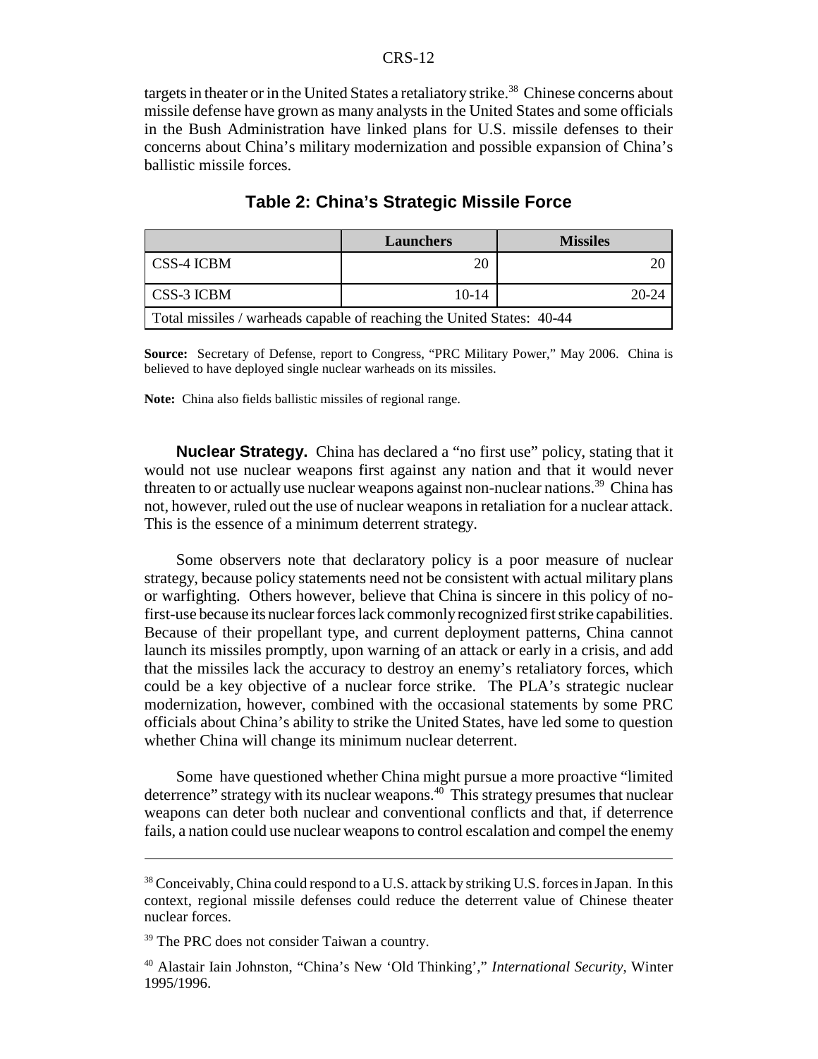targets in theater or in the United States a retaliatory strike.[38] Chinese concerns about missile defense have grown as many analysts in the United States and some officials in the Bush Administration have linked plans for U.S. missile defenses to their concerns about China's military modernization and possible expansion of China's ballistic missile forces.

### Table 2: China's Strategic Missile Force

| | Launchers | Missiles |
|---|---|---|
| CSS-4 ICBM | 20 | 20 |
| CSS-3 ICBM | 10-14 | 20-24 |
| Total missiles / warheads capable of reaching the United States: 40-44 | | |

**Source:** Secretary of Defense, report to Congress, "PRC Military Power," May 2006. China is believed to have deployed single nuclear warheads on its missiles.

**Note:** China also fields ballistic missiles of regional range.

**Nuclear Strategy.** China has declared a "no first use" policy, stating that it would not use nuclear weapons first against any nation and that it would never threaten to or actually use nuclear weapons against non-nuclear nations.[39] China has not, however, ruled out the use of nuclear weapons in retaliation for a nuclear attack. This is the essence of a minimum deterrent strategy.

Some observers note that declaratory policy is a poor measure of nuclear strategy, because policy statements need not be consistent with actual military plans or warfighting. Others however, believe that China is sincere in this policy of no-first-use because its nuclear forces lack commonly recognized first strike capabilities. Because of their propellant type, and current deployment patterns, China cannot launch its missiles promptly, upon warning of an attack or early in a crisis, and add that the missiles lack the accuracy to destroy an enemy's retaliatory forces, which could be a key objective of a nuclear force strike. The PLA's strategic nuclear modernization, however, combined with the occasional statements by some PRC officials about China's ability to strike the United States, have led some to question whether China will change its minimum nuclear deterrent.

Some have questioned whether China might pursue a more proactive "limited deterrence" strategy with its nuclear weapons.[40] This strategy presumes that nuclear weapons can deter both nuclear and conventional conflicts and that, if deterrence fails, a nation could use nuclear weapons to control escalation and compel the enemy

---

[38] Conceivably, China could respond to a U.S. attack by striking U.S. forces in Japan. In this context, regional missile defenses could reduce the deterrent value of Chinese theater nuclear forces.

[39] The PRC does not consider Taiwan a country.

[40] Alastair Iain Johnston, "China's New 'Old Thinking'," *International Security*, Winter 1995/1996.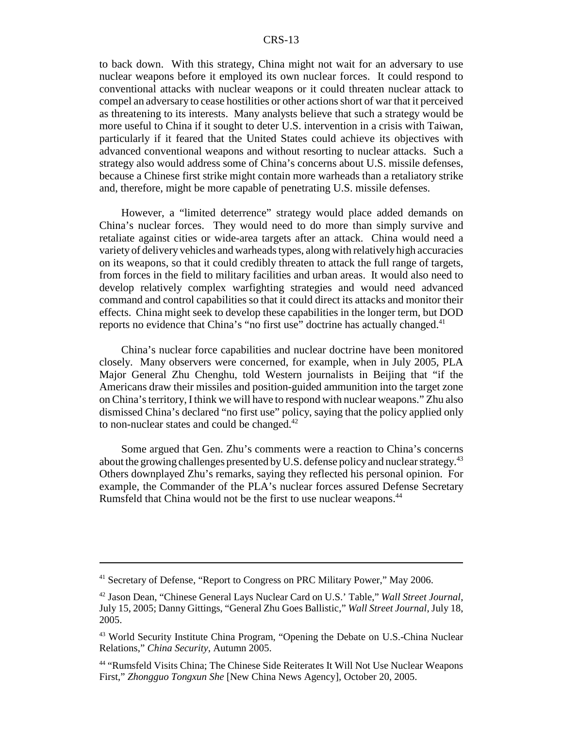to back down. With this strategy, China might not wait for an adversary to use nuclear weapons before it employed its own nuclear forces. It could respond to conventional attacks with nuclear weapons or it could threaten nuclear attack to compel an adversary to cease hostilities or other actions short of war that it perceived as threatening to its interests. Many analysts believe that such a strategy would be more useful to China if it sought to deter U.S. intervention in a crisis with Taiwan, particularly if it feared that the United States could achieve its objectives with advanced conventional weapons and without resorting to nuclear attacks. Such a strategy also would address some of China's concerns about U.S. missile defenses, because a Chinese first strike might contain more warheads than a retaliatory strike and, therefore, might be more capable of penetrating U.S. missile defenses.

However, a "limited deterrence" strategy would place added demands on China's nuclear forces. They would need to do more than simply survive and retaliate against cities or wide-area targets after an attack. China would need a variety of delivery vehicles and warheads types, along with relatively high accuracies on its weapons, so that it could credibly threaten to attack the full range of targets, from forces in the field to military facilities and urban areas. It would also need to develop relatively complex warfighting strategies and would need advanced command and control capabilities so that it could direct its attacks and monitor their effects. China might seek to develop these capabilities in the longer term, but DOD reports no evidence that China's "no first use" doctrine has actually changed.[41]

China's nuclear force capabilities and nuclear doctrine have been monitored closely. Many observers were concerned, for example, when in July 2005, PLA Major General Zhu Chenghu, told Western journalists in Beijing that "if the Americans draw their missiles and position-guided ammunition into the target zone on China's territory, I think we will have to respond with nuclear weapons." Zhu also dismissed China's declared "no first use" policy, saying that the policy applied only to non-nuclear states and could be changed.[42]

Some argued that Gen. Zhu's comments were a reaction to China's concerns about the growing challenges presented by U.S. defense policy and nuclear strategy.[43] Others downplayed Zhu's remarks, saying they reflected his personal opinion. For example, the Commander of the PLA's nuclear forces assured Defense Secretary Rumsfeld that China would not be the first to use nuclear weapons.[44]

---

[41] Secretary of Defense, "Report to Congress on PRC Military Power," May 2006.

[42] Jason Dean, "Chinese General Lays Nuclear Card on U.S.' Table," *Wall Street Journal*, July 15, 2005; Danny Gittings, "General Zhu Goes Ballistic," *Wall Street Journal*, July 18, 2005.

[43] World Security Institute China Program, "Opening the Debate on U.S.-China Nuclear Relations," *China Security*, Autumn 2005.

[44] "Rumsfeld Visits China; The Chinese Side Reiterates It Will Not Use Nuclear Weapons First," *Zhongguo Tongxun She* [New China News Agency], October 20, 2005.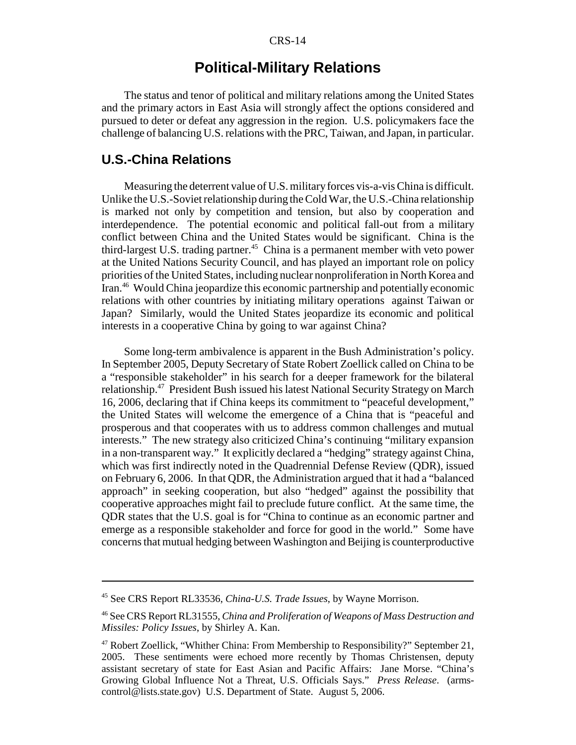# Political-Military Relations

The status and tenor of political and military relations among the United States and the primary actors in East Asia will strongly affect the options considered and pursued to deter or defeat any aggression in the region. U.S. policymakers face the challenge of balancing U.S. relations with the PRC, Taiwan, and Japan, in particular.

## U.S.-China Relations

Measuring the deterrent value of U.S. military forces vis-a-vis China is difficult. Unlike the U.S.-Soviet relationship during the Cold War, the U.S.-China relationship is marked not only by competition and tension, but also by cooperation and interdependence. The potential economic and political fall-out from a military conflict between China and the United States would be significant. China is the third-largest U.S. trading partner.[45] China is a permanent member with veto power at the United Nations Security Council, and has played an important role on policy priorities of the United States, including nuclear nonproliferation in North Korea and Iran.[46] Would China jeopardize this economic partnership and potentially economic relations with other countries by initiating military operations against Taiwan or Japan? Similarly, would the United States jeopardize its economic and political interests in a cooperative China by going to war against China?

Some long-term ambivalence is apparent in the Bush Administration's policy. In September 2005, Deputy Secretary of State Robert Zoellick called on China to be a "responsible stakeholder" in his search for a deeper framework for the bilateral relationship.[47] President Bush issued his latest National Security Strategy on March 16, 2006, declaring that if China keeps its commitment to "peaceful development," the United States will welcome the emergence of a China that is "peaceful and prosperous and that cooperates with us to address common challenges and mutual interests." The new strategy also criticized China's continuing "military expansion in a non-transparent way." It explicitly declared a "hedging" strategy against China, which was first indirectly noted in the Quadrennial Defense Review (QDR), issued on February 6, 2006. In that QDR, the Administration argued that it had a "balanced approach" in seeking cooperation, but also "hedged" against the possibility that cooperative approaches might fail to preclude future conflict. At the same time, the QDR states that the U.S. goal is for "China to continue as an economic partner and emerge as a responsible stakeholder and force for good in the world." Some have concerns that mutual hedging between Washington and Beijing is counterproductive

---

[45] See CRS Report RL33536, *China-U.S. Trade Issues*, by Wayne Morrison.

[46] See CRS Report RL31555, *China and Proliferation of Weapons of Mass Destruction and Missiles: Policy Issues*, by Shirley A. Kan.

[47] Robert Zoellick, "Whither China: From Membership to Responsibility?" September 21, 2005. These sentiments were echoed more recently by Thomas Christensen, deputy assistant secretary of state for East Asian and Pacific Affairs: Jane Morse. "China's Growing Global Influence Not a Threat, U.S. Officials Says." *Press Release*. (arms-control@lists.state.gov) U.S. Department of State. August 5, 2006.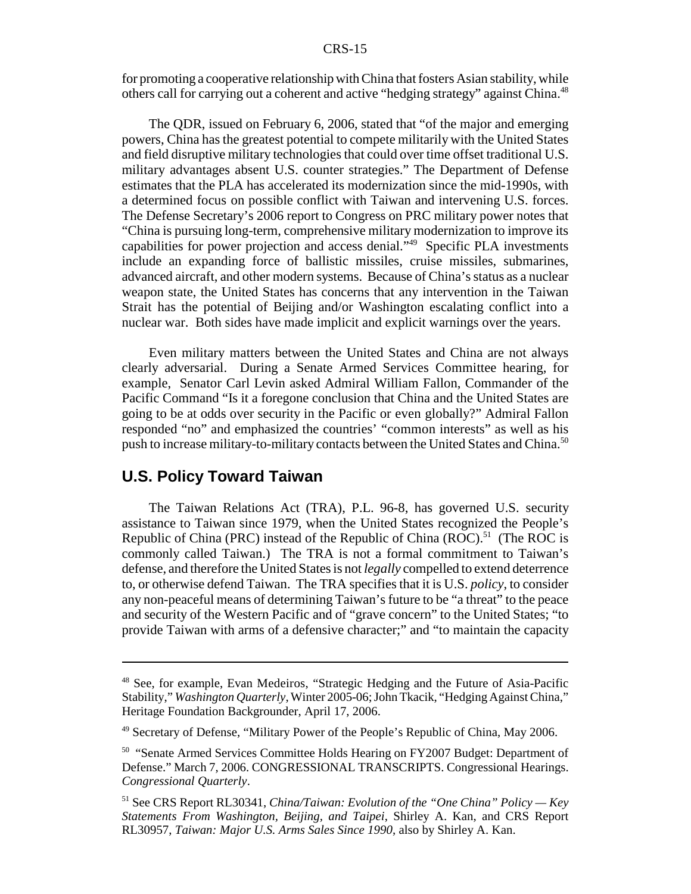for promoting a cooperative relationship with China that fosters Asian stability, while others call for carrying out a coherent and active "hedging strategy" against China.[48]

The QDR, issued on February 6, 2006, stated that "of the major and emerging powers, China has the greatest potential to compete militarily with the United States and field disruptive military technologies that could over time offset traditional U.S. military advantages absent U.S. counter strategies." The Department of Defense estimates that the PLA has accelerated its modernization since the mid-1990s, with a determined focus on possible conflict with Taiwan and intervening U.S. forces. The Defense Secretary's 2006 report to Congress on PRC military power notes that "China is pursuing long-term, comprehensive military modernization to improve its capabilities for power projection and access denial."[49] Specific PLA investments include an expanding force of ballistic missiles, cruise missiles, submarines, advanced aircraft, and other modern systems. Because of China's status as a nuclear weapon state, the United States has concerns that any intervention in the Taiwan Strait has the potential of Beijing and/or Washington escalating conflict into a nuclear war. Both sides have made implicit and explicit warnings over the years.

Even military matters between the United States and China are not always clearly adversarial. During a Senate Armed Services Committee hearing, for example, Senator Carl Levin asked Admiral William Fallon, Commander of the Pacific Command "Is it a foregone conclusion that China and the United States are going to be at odds over security in the Pacific or even globally?" Admiral Fallon responded "no" and emphasized the countries' "common interests" as well as his push to increase military-to-military contacts between the United States and China.[50]

## U.S. Policy Toward Taiwan

The Taiwan Relations Act (TRA), P.L. 96-8, has governed U.S. security assistance to Taiwan since 1979, when the United States recognized the People's Republic of China (PRC) instead of the Republic of China (ROC).[51] (The ROC is commonly called Taiwan.) The TRA is not a formal commitment to Taiwan's defense, and therefore the United States is not *legally* compelled to extend deterrence to, or otherwise defend Taiwan. The TRA specifies that it is U.S. *policy*, to consider any non-peaceful means of determining Taiwan's future to be "a threat" to the peace and security of the Western Pacific and of "grave concern" to the United States; "to provide Taiwan with arms of a defensive character;" and "to maintain the capacity

---

[48] See, for example, Evan Medeiros, "Strategic Hedging and the Future of Asia-Pacific Stability," *Washington Quarterly*, Winter 2005-06; John Tkacik, "Hedging Against China," Heritage Foundation Backgrounder, April 17, 2006.

[49] Secretary of Defense, "Military Power of the People's Republic of China, May 2006.

[50] "Senate Armed Services Committee Holds Hearing on FY2007 Budget: Department of Defense." March 7, 2006. CONGRESSIONAL TRANSCRIPTS. Congressional Hearings. *Congressional Quarterly*.

[51] See CRS Report RL30341, *China/Taiwan: Evolution of the "One China" Policy — Key Statements From Washington, Beijing, and Taipei*, Shirley A. Kan, and CRS Report RL30957, *Taiwan: Major U.S. Arms Sales Since 1990*, also by Shirley A. Kan.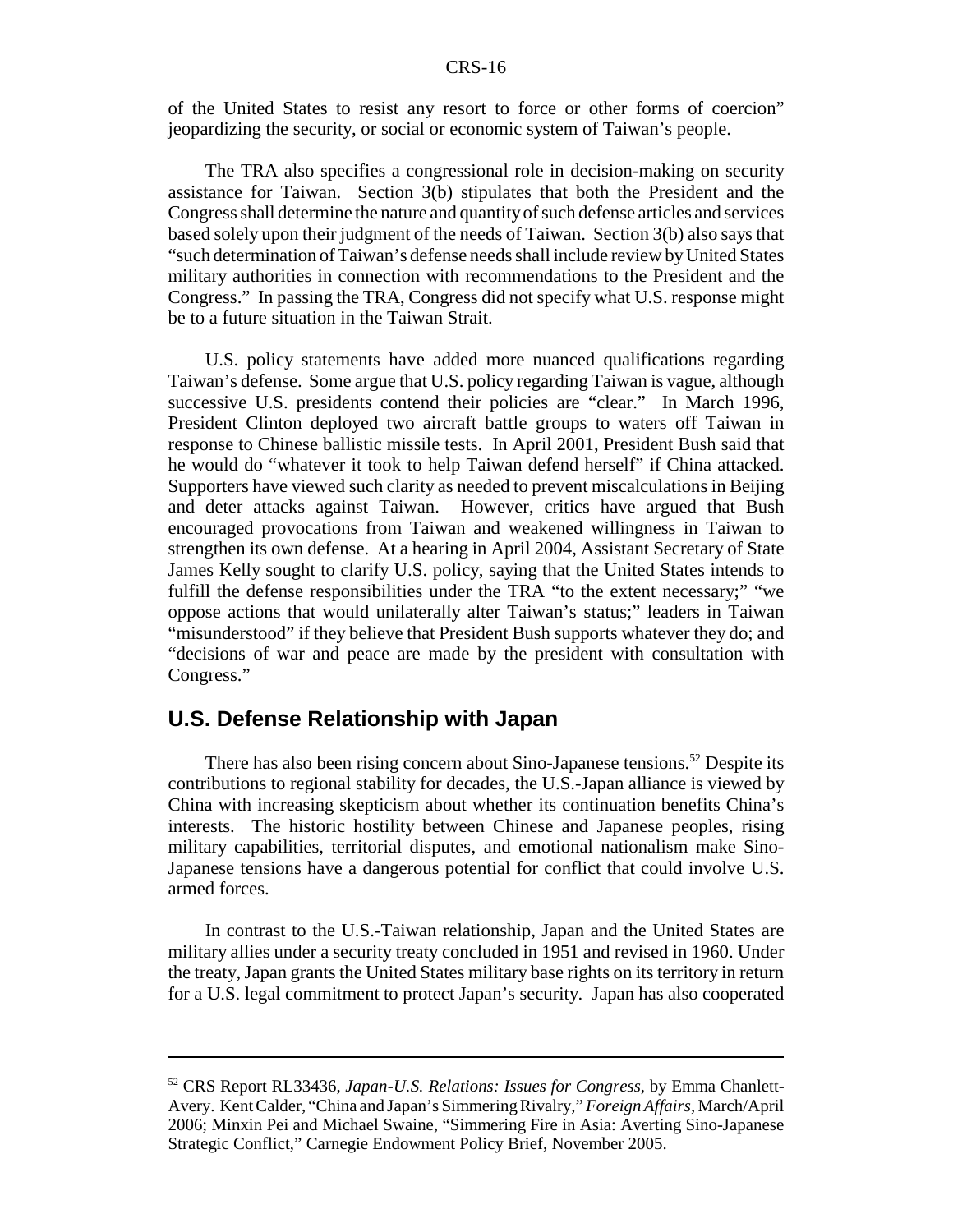of the United States to resist any resort to force or other forms of coercion" jeopardizing the security, or social or economic system of Taiwan's people.

The TRA also specifies a congressional role in decision-making on security assistance for Taiwan. Section 3(b) stipulates that both the President and the Congress shall determine the nature and quantity of such defense articles and services based solely upon their judgment of the needs of Taiwan. Section 3(b) also says that "such determination of Taiwan's defense needs shall include review by United States military authorities in connection with recommendations to the President and the Congress." In passing the TRA, Congress did not specify what U.S. response might be to a future situation in the Taiwan Strait.

U.S. policy statements have added more nuanced qualifications regarding Taiwan's defense. Some argue that U.S. policy regarding Taiwan is vague, although successive U.S. presidents contend their policies are "clear." In March 1996, President Clinton deployed two aircraft battle groups to waters off Taiwan in response to Chinese ballistic missile tests. In April 2001, President Bush said that he would do "whatever it took to help Taiwan defend herself" if China attacked. Supporters have viewed such clarity as needed to prevent miscalculations in Beijing and deter attacks against Taiwan. However, critics have argued that Bush encouraged provocations from Taiwan and weakened willingness in Taiwan to strengthen its own defense. At a hearing in April 2004, Assistant Secretary of State James Kelly sought to clarify U.S. policy, saying that the United States intends to fulfill the defense responsibilities under the TRA "to the extent necessary;" "we oppose actions that would unilaterally alter Taiwan's status;" leaders in Taiwan "misunderstood" if they believe that President Bush supports whatever they do; and "decisions of war and peace are made by the president with consultation with Congress."

## U.S. Defense Relationship with Japan

There has also been rising concern about Sino-Japanese tensions.[52] Despite its contributions to regional stability for decades, the U.S.-Japan alliance is viewed by China with increasing skepticism about whether its continuation benefits China's interests. The historic hostility between Chinese and Japanese peoples, rising military capabilities, territorial disputes, and emotional nationalism make Sino-Japanese tensions have a dangerous potential for conflict that could involve U.S. armed forces.

In contrast to the U.S.-Taiwan relationship, Japan and the United States are military allies under a security treaty concluded in 1951 and revised in 1960. Under the treaty, Japan grants the United States military base rights on its territory in return for a U.S. legal commitment to protect Japan's security. Japan has also cooperated

---

[52] CRS Report RL33436, *Japan-U.S. Relations: Issues for Congress*, by Emma Chanlett-Avery. Kent Calder, "China and Japan's Simmering Rivalry," *Foreign Affairs*, March/April 2006; Minxin Pei and Michael Swaine, "Simmering Fire in Asia: Averting Sino-Japanese Strategic Conflict," Carnegie Endowment Policy Brief, November 2005.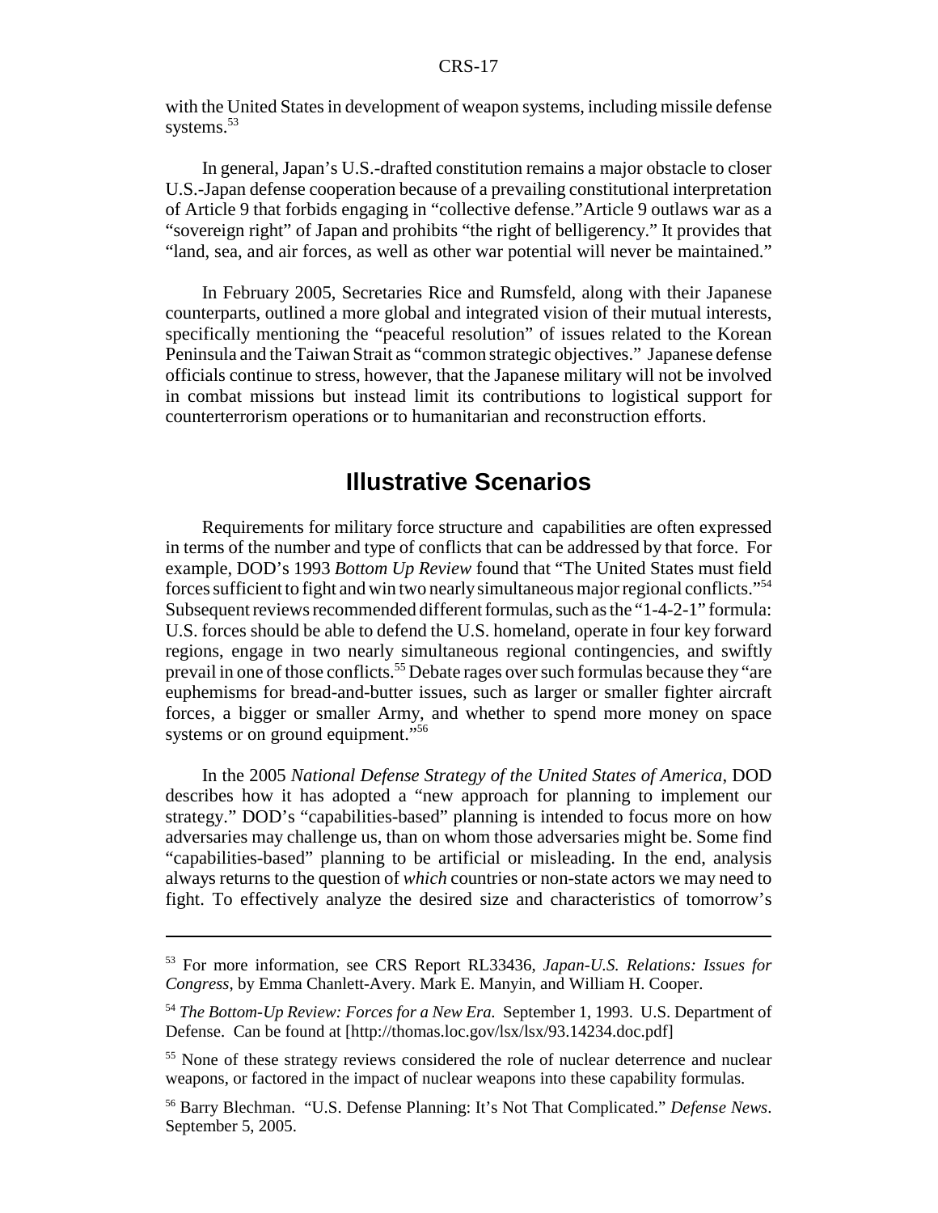with the United States in development of weapon systems, including missile defense systems.[53]

In general, Japan's U.S.-drafted constitution remains a major obstacle to closer U.S.-Japan defense cooperation because of a prevailing constitutional interpretation of Article 9 that forbids engaging in "collective defense."Article 9 outlaws war as a "sovereign right" of Japan and prohibits "the right of belligerency." It provides that "land, sea, and air forces, as well as other war potential will never be maintained."

In February 2005, Secretaries Rice and Rumsfeld, along with their Japanese counterparts, outlined a more global and integrated vision of their mutual interests, specifically mentioning the "peaceful resolution" of issues related to the Korean Peninsula and the Taiwan Strait as "common strategic objectives." Japanese defense officials continue to stress, however, that the Japanese military will not be involved in combat missions but instead limit its contributions to logistical support for counterterrorism operations or to humanitarian and reconstruction efforts.

## Illustrative Scenarios

Requirements for military force structure and capabilities are often expressed in terms of the number and type of conflicts that can be addressed by that force. For example, DOD's 1993 *Bottom Up Review* found that "The United States must field forces sufficient to fight and win two nearly simultaneous major regional conflicts."[54] Subsequent reviews recommended different formulas, such as the "1-4-2-1" formula: U.S. forces should be able to defend the U.S. homeland, operate in four key forward regions, engage in two nearly simultaneous regional contingencies, and swiftly prevail in one of those conflicts.[55] Debate rages over such formulas because they "are euphemisms for bread-and-butter issues, such as larger or smaller fighter aircraft forces, a bigger or smaller Army, and whether to spend more money on space systems or on ground equipment."[56]

In the 2005 *National Defense Strategy of the United States of America*, DOD describes how it has adopted a "new approach for planning to implement our strategy." DOD's "capabilities-based" planning is intended to focus more on how adversaries may challenge us, than on whom those adversaries might be. Some find "capabilities-based" planning to be artificial or misleading. In the end, analysis always returns to the question of *which* countries or non-state actors we may need to fight. To effectively analyze the desired size and characteristics of tomorrow's

---

[53] For more information, see CRS Report RL33436, *Japan-U.S. Relations: Issues for Congress*, by Emma Chanlett-Avery. Mark E. Manyin, and William H. Cooper.

[54] *The Bottom-Up Review: Forces for a New Era.* September 1, 1993. U.S. Department of Defense. Can be found at [http://thomas.loc.gov/lsx/lsx/93.14234.doc.pdf]

[55] None of these strategy reviews considered the role of nuclear deterrence and nuclear weapons, or factored in the impact of nuclear weapons into these capability formulas.

[56] Barry Blechman. "U.S. Defense Planning: It's Not That Complicated." *Defense News*. September 5, 2005.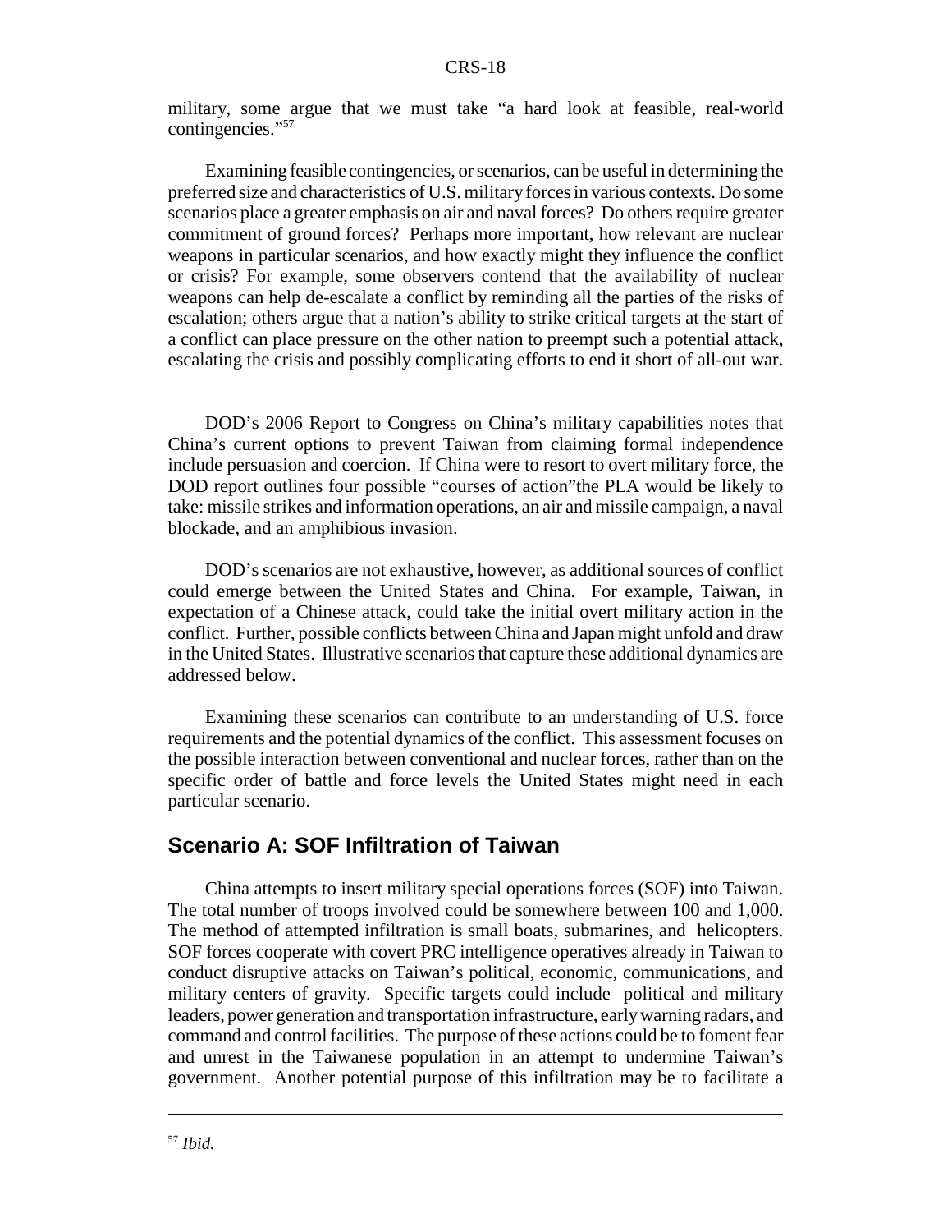military, some argue that we must take "a hard look at feasible, real-world contingencies."[57]

Examining feasible contingencies, or scenarios, can be useful in determining the preferred size and characteristics of U.S. military forces in various contexts. Do some scenarios place a greater emphasis on air and naval forces? Do others require greater commitment of ground forces? Perhaps more important, how relevant are nuclear weapons in particular scenarios, and how exactly might they influence the conflict or crisis? For example, some observers contend that the availability of nuclear weapons can help de-escalate a conflict by reminding all the parties of the risks of escalation; others argue that a nation's ability to strike critical targets at the start of a conflict can place pressure on the other nation to preempt such a potential attack, escalating the crisis and possibly complicating efforts to end it short of all-out war.

DOD's 2006 Report to Congress on China's military capabilities notes that China's current options to prevent Taiwan from claiming formal independence include persuasion and coercion. If China were to resort to overt military force, the DOD report outlines four possible "courses of action"the PLA would be likely to take: missile strikes and information operations, an air and missile campaign, a naval blockade, and an amphibious invasion.

DOD's scenarios are not exhaustive, however, as additional sources of conflict could emerge between the United States and China. For example, Taiwan, in expectation of a Chinese attack, could take the initial overt military action in the conflict. Further, possible conflicts between China and Japan might unfold and draw in the United States. Illustrative scenarios that capture these additional dynamics are addressed below.

Examining these scenarios can contribute to an understanding of U.S. force requirements and the potential dynamics of the conflict. This assessment focuses on the possible interaction between conventional and nuclear forces, rather than on the specific order of battle and force levels the United States might need in each particular scenario.

## Scenario A: SOF Infiltration of Taiwan

China attempts to insert military special operations forces (SOF) into Taiwan. The total number of troops involved could be somewhere between 100 and 1,000. The method of attempted infiltration is small boats, submarines, and helicopters. SOF forces cooperate with covert PRC intelligence operatives already in Taiwan to conduct disruptive attacks on Taiwan's political, economic, communications, and military centers of gravity. Specific targets could include political and military leaders, power generation and transportation infrastructure, early warning radars, and command and control facilities. The purpose of these actions could be to foment fear and unrest in the Taiwanese population in an attempt to undermine Taiwan's government. Another potential purpose of this infiltration may be to facilitate a

---

[57] *Ibid.*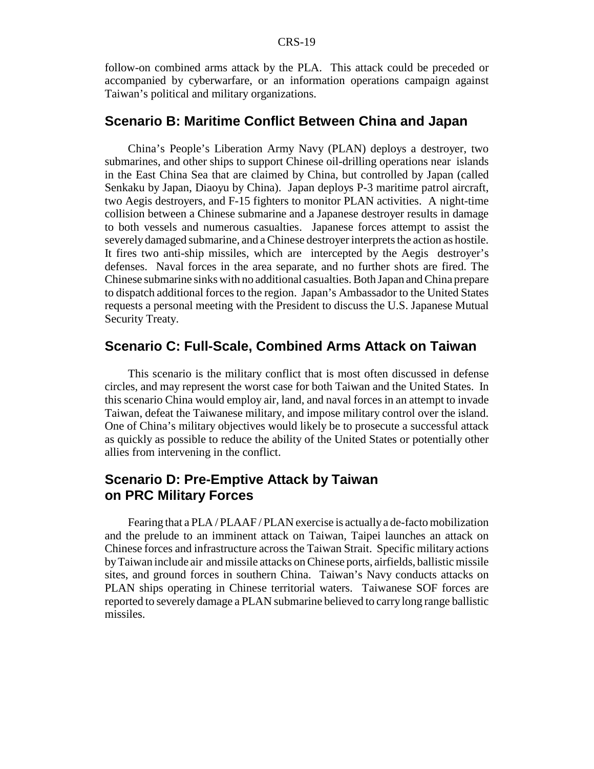follow-on combined arms attack by the PLA. This attack could be preceded or accompanied by cyberwarfare, or an information operations campaign against Taiwan's political and military organizations.

## Scenario B: Maritime Conflict Between China and Japan

China's People's Liberation Army Navy (PLAN) deploys a destroyer, two submarines, and other ships to support Chinese oil-drilling operations near islands in the East China Sea that are claimed by China, but controlled by Japan (called Senkaku by Japan, Diaoyu by China). Japan deploys P-3 maritime patrol aircraft, two Aegis destroyers, and F-15 fighters to monitor PLAN activities. A night-time collision between a Chinese submarine and a Japanese destroyer results in damage to both vessels and numerous casualties. Japanese forces attempt to assist the severely damaged submarine, and a Chinese destroyer interprets the action as hostile. It fires two anti-ship missiles, which are intercepted by the Aegis destroyer's defenses. Naval forces in the area separate, and no further shots are fired. The Chinese submarine sinks with no additional casualties. Both Japan and China prepare to dispatch additional forces to the region. Japan's Ambassador to the United States requests a personal meeting with the President to discuss the U.S. Japanese Mutual Security Treaty.

## Scenario C: Full-Scale, Combined Arms Attack on Taiwan

This scenario is the military conflict that is most often discussed in defense circles, and may represent the worst case for both Taiwan and the United States. In this scenario China would employ air, land, and naval forces in an attempt to invade Taiwan, defeat the Taiwanese military, and impose military control over the island. One of China's military objectives would likely be to prosecute a successful attack as quickly as possible to reduce the ability of the United States or potentially other allies from intervening in the conflict.

## Scenario D: Pre-Emptive Attack by Taiwan on PRC Military Forces

Fearing that a PLA / PLAAF / PLAN exercise is actually a de-facto mobilization and the prelude to an imminent attack on Taiwan, Taipei launches an attack on Chinese forces and infrastructure across the Taiwan Strait. Specific military actions by Taiwan include air and missile attacks on Chinese ports, airfields, ballistic missile sites, and ground forces in southern China. Taiwan's Navy conducts attacks on PLAN ships operating in Chinese territorial waters. Taiwanese SOF forces are reported to severely damage a PLAN submarine believed to carry long range ballistic missiles.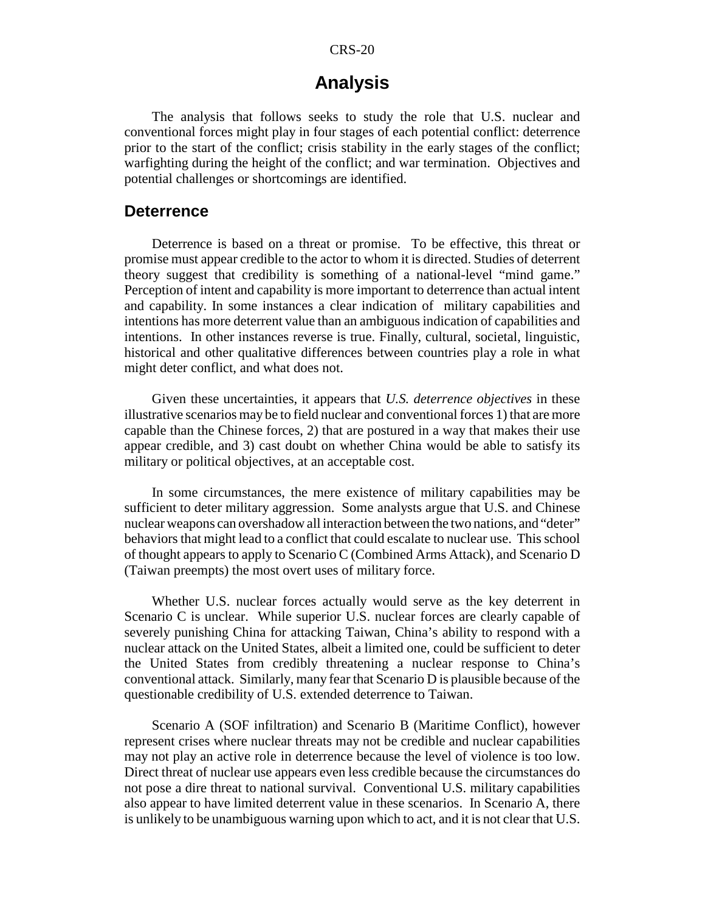## Analysis

The analysis that follows seeks to study the role that U.S. nuclear and conventional forces might play in four stages of each potential conflict: deterrence prior to the start of the conflict; crisis stability in the early stages of the conflict; warfighting during the height of the conflict; and war termination. Objectives and potential challenges or shortcomings are identified.

### Deterrence

Deterrence is based on a threat or promise. To be effective, this threat or promise must appear credible to the actor to whom it is directed. Studies of deterrent theory suggest that credibility is something of a national-level "mind game." Perception of intent and capability is more important to deterrence than actual intent and capability. In some instances a clear indication of military capabilities and intentions has more deterrent value than an ambiguous indication of capabilities and intentions. In other instances reverse is true. Finally, cultural, societal, linguistic, historical and other qualitative differences between countries play a role in what might deter conflict, and what does not.

Given these uncertainties, it appears that *U.S. deterrence objectives* in these illustrative scenarios may be to field nuclear and conventional forces 1) that are more capable than the Chinese forces, 2) that are postured in a way that makes their use appear credible, and 3) cast doubt on whether China would be able to satisfy its military or political objectives, at an acceptable cost.

In some circumstances, the mere existence of military capabilities may be sufficient to deter military aggression. Some analysts argue that U.S. and Chinese nuclear weapons can overshadow all interaction between the two nations, and "deter" behaviors that might lead to a conflict that could escalate to nuclear use. This school of thought appears to apply to Scenario C (Combined Arms Attack), and Scenario D (Taiwan preempts) the most overt uses of military force.

Whether U.S. nuclear forces actually would serve as the key deterrent in Scenario C is unclear. While superior U.S. nuclear forces are clearly capable of severely punishing China for attacking Taiwan, China's ability to respond with a nuclear attack on the United States, albeit a limited one, could be sufficient to deter the United States from credibly threatening a nuclear response to China's conventional attack. Similarly, many fear that Scenario D is plausible because of the questionable credibility of U.S. extended deterrence to Taiwan.

Scenario A (SOF infiltration) and Scenario B (Maritime Conflict), however represent crises where nuclear threats may not be credible and nuclear capabilities may not play an active role in deterrence because the level of violence is too low. Direct threat of nuclear use appears even less credible because the circumstances do not pose a dire threat to national survival. Conventional U.S. military capabilities also appear to have limited deterrent value in these scenarios. In Scenario A, there is unlikely to be unambiguous warning upon which to act, and it is not clear that U.S.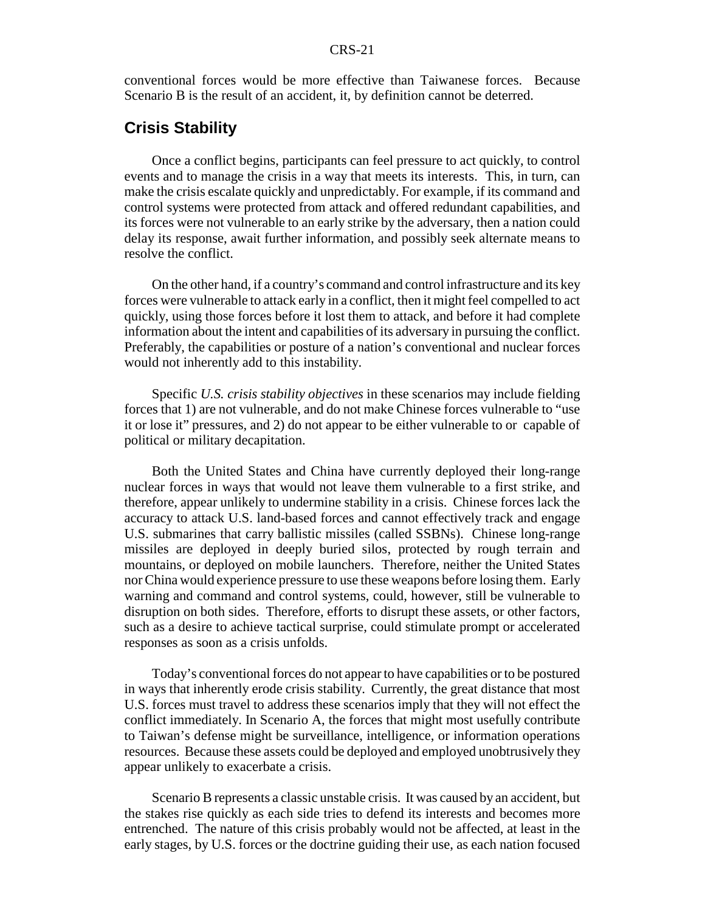conventional forces would be more effective than Taiwanese forces. Because Scenario B is the result of an accident, it, by definition cannot be deterred.

## Crisis Stability

Once a conflict begins, participants can feel pressure to act quickly, to control events and to manage the crisis in a way that meets its interests. This, in turn, can make the crisis escalate quickly and unpredictably. For example, if its command and control systems were protected from attack and offered redundant capabilities, and its forces were not vulnerable to an early strike by the adversary, then a nation could delay its response, await further information, and possibly seek alternate means to resolve the conflict.

On the other hand, if a country's command and control infrastructure and its key forces were vulnerable to attack early in a conflict, then it might feel compelled to act quickly, using those forces before it lost them to attack, and before it had complete information about the intent and capabilities of its adversary in pursuing the conflict. Preferably, the capabilities or posture of a nation's conventional and nuclear forces would not inherently add to this instability.

Specific *U.S. crisis stability objectives* in these scenarios may include fielding forces that 1) are not vulnerable, and do not make Chinese forces vulnerable to "use it or lose it" pressures, and 2) do not appear to be either vulnerable to or capable of political or military decapitation.

Both the United States and China have currently deployed their long-range nuclear forces in ways that would not leave them vulnerable to a first strike, and therefore, appear unlikely to undermine stability in a crisis. Chinese forces lack the accuracy to attack U.S. land-based forces and cannot effectively track and engage U.S. submarines that carry ballistic missiles (called SSBNs). Chinese long-range missiles are deployed in deeply buried silos, protected by rough terrain and mountains, or deployed on mobile launchers. Therefore, neither the United States nor China would experience pressure to use these weapons before losing them. Early warning and command and control systems, could, however, still be vulnerable to disruption on both sides. Therefore, efforts to disrupt these assets, or other factors, such as a desire to achieve tactical surprise, could stimulate prompt or accelerated responses as soon as a crisis unfolds.

Today's conventional forces do not appear to have capabilities or to be postured in ways that inherently erode crisis stability. Currently, the great distance that most U.S. forces must travel to address these scenarios imply that they will not effect the conflict immediately. In Scenario A, the forces that might most usefully contribute to Taiwan's defense might be surveillance, intelligence, or information operations resources. Because these assets could be deployed and employed unobtrusively they appear unlikely to exacerbate a crisis.

Scenario B represents a classic unstable crisis. It was caused by an accident, but the stakes rise quickly as each side tries to defend its interests and becomes more entrenched. The nature of this crisis probably would not be affected, at least in the early stages, by U.S. forces or the doctrine guiding their use, as each nation focused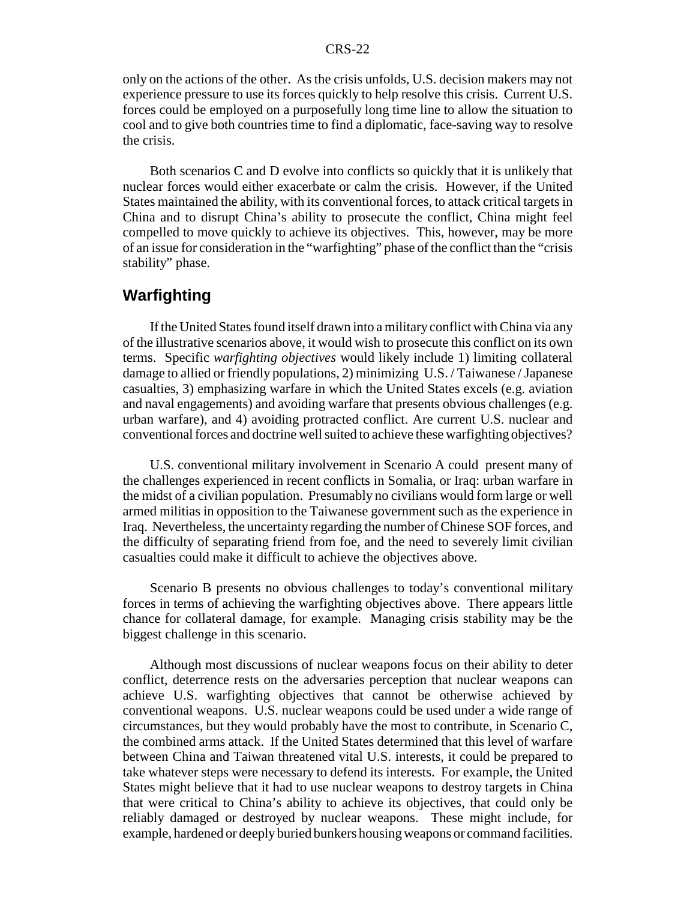only on the actions of the other. As the crisis unfolds, U.S. decision makers may not experience pressure to use its forces quickly to help resolve this crisis. Current U.S. forces could be employed on a purposefully long time line to allow the situation to cool and to give both countries time to find a diplomatic, face-saving way to resolve the crisis.

Both scenarios C and D evolve into conflicts so quickly that it is unlikely that nuclear forces would either exacerbate or calm the crisis. However, if the United States maintained the ability, with its conventional forces, to attack critical targets in China and to disrupt China's ability to prosecute the conflict, China might feel compelled to move quickly to achieve its objectives. This, however, may be more of an issue for consideration in the "warfighting" phase of the conflict than the "crisis stability" phase.

## Warfighting

If the United States found itself drawn into a military conflict with China via any of the illustrative scenarios above, it would wish to prosecute this conflict on its own terms. Specific *warfighting objectives* would likely include 1) limiting collateral damage to allied or friendly populations, 2) minimizing U.S. / Taiwanese / Japanese casualties, 3) emphasizing warfare in which the United States excels (e.g. aviation and naval engagements) and avoiding warfare that presents obvious challenges (e.g. urban warfare), and 4) avoiding protracted conflict. Are current U.S. nuclear and conventional forces and doctrine well suited to achieve these warfighting objectives?

U.S. conventional military involvement in Scenario A could present many of the challenges experienced in recent conflicts in Somalia, or Iraq: urban warfare in the midst of a civilian population. Presumably no civilians would form large or well armed militias in opposition to the Taiwanese government such as the experience in Iraq. Nevertheless, the uncertainty regarding the number of Chinese SOF forces, and the difficulty of separating friend from foe, and the need to severely limit civilian casualties could make it difficult to achieve the objectives above.

Scenario B presents no obvious challenges to today's conventional military forces in terms of achieving the warfighting objectives above. There appears little chance for collateral damage, for example. Managing crisis stability may be the biggest challenge in this scenario.

Although most discussions of nuclear weapons focus on their ability to deter conflict, deterrence rests on the adversaries perception that nuclear weapons can achieve U.S. warfighting objectives that cannot be otherwise achieved by conventional weapons. U.S. nuclear weapons could be used under a wide range of circumstances, but they would probably have the most to contribute, in Scenario C, the combined arms attack. If the United States determined that this level of warfare between China and Taiwan threatened vital U.S. interests, it could be prepared to take whatever steps were necessary to defend its interests. For example, the United States might believe that it had to use nuclear weapons to destroy targets in China that were critical to China's ability to achieve its objectives, that could only be reliably damaged or destroyed by nuclear weapons. These might include, for example, hardened or deeply buried bunkers housing weapons or command facilities.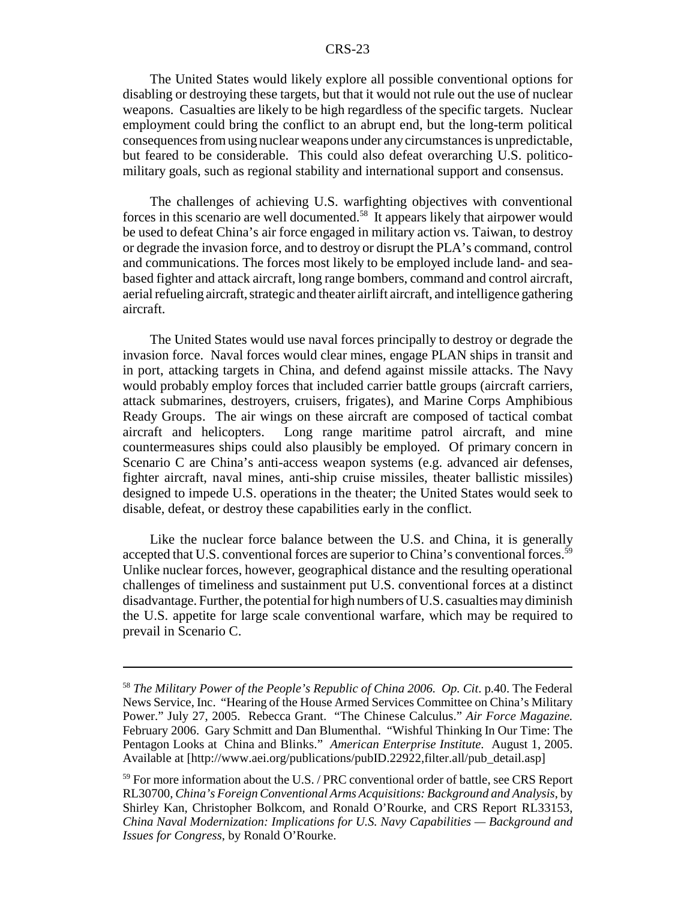The United States would likely explore all possible conventional options for disabling or destroying these targets, but that it would not rule out the use of nuclear weapons. Casualties are likely to be high regardless of the specific targets. Nuclear employment could bring the conflict to an abrupt end, but the long-term political consequences from using nuclear weapons under any circumstances is unpredictable, but feared to be considerable. This could also defeat overarching U.S. politico-military goals, such as regional stability and international support and consensus.

The challenges of achieving U.S. warfighting objectives with conventional forces in this scenario are well documented.[58] It appears likely that airpower would be used to defeat China's air force engaged in military action vs. Taiwan, to destroy or degrade the invasion force, and to destroy or disrupt the PLA's command, control and communications. The forces most likely to be employed include land- and sea-based fighter and attack aircraft, long range bombers, command and control aircraft, aerial refueling aircraft, strategic and theater airlift aircraft, and intelligence gathering aircraft.

The United States would use naval forces principally to destroy or degrade the invasion force. Naval forces would clear mines, engage PLAN ships in transit and in port, attacking targets in China, and defend against missile attacks. The Navy would probably employ forces that included carrier battle groups (aircraft carriers, attack submarines, destroyers, cruisers, frigates), and Marine Corps Amphibious Ready Groups. The air wings on these aircraft are composed of tactical combat aircraft and helicopters. Long range maritime patrol aircraft, and mine countermeasures ships could also plausibly be employed. Of primary concern in Scenario C are China's anti-access weapon systems (e.g. advanced air defenses, fighter aircraft, naval mines, anti-ship cruise missiles, theater ballistic missiles) designed to impede U.S. operations in the theater; the United States would seek to disable, defeat, or destroy these capabilities early in the conflict.

Like the nuclear force balance between the U.S. and China, it is generally accepted that U.S. conventional forces are superior to China's conventional forces.[59] Unlike nuclear forces, however, geographical distance and the resulting operational challenges of timeliness and sustainment put U.S. conventional forces at a distinct disadvantage. Further, the potential for high numbers of U.S. casualties may diminish the U.S. appetite for large scale conventional warfare, which may be required to prevail in Scenario C.

---

[58] *The Military Power of the People's Republic of China 2006. Op. Cit.* p.40. The Federal News Service, Inc. "Hearing of the House Armed Services Committee on China's Military Power." July 27, 2005. Rebecca Grant. "The Chinese Calculus." *Air Force Magazine.* February 2006. Gary Schmitt and Dan Blumenthal. "Wishful Thinking In Our Time: The Pentagon Looks at China and Blinks." *American Enterprise Institute.* August 1, 2005. Available at [http://www.aei.org/publications/pubID.22922,filter.all/pub_detail.asp]

[59] For more information about the U.S. / PRC conventional order of battle, see CRS Report RL30700, *China's Foreign Conventional Arms Acquisitions: Background and Analysis*, by Shirley Kan, Christopher Bolkcom, and Ronald O'Rourke, and CRS Report RL33153, *China Naval Modernization: Implications for U.S. Navy Capabilities — Background and Issues for Congress*, by Ronald O'Rourke.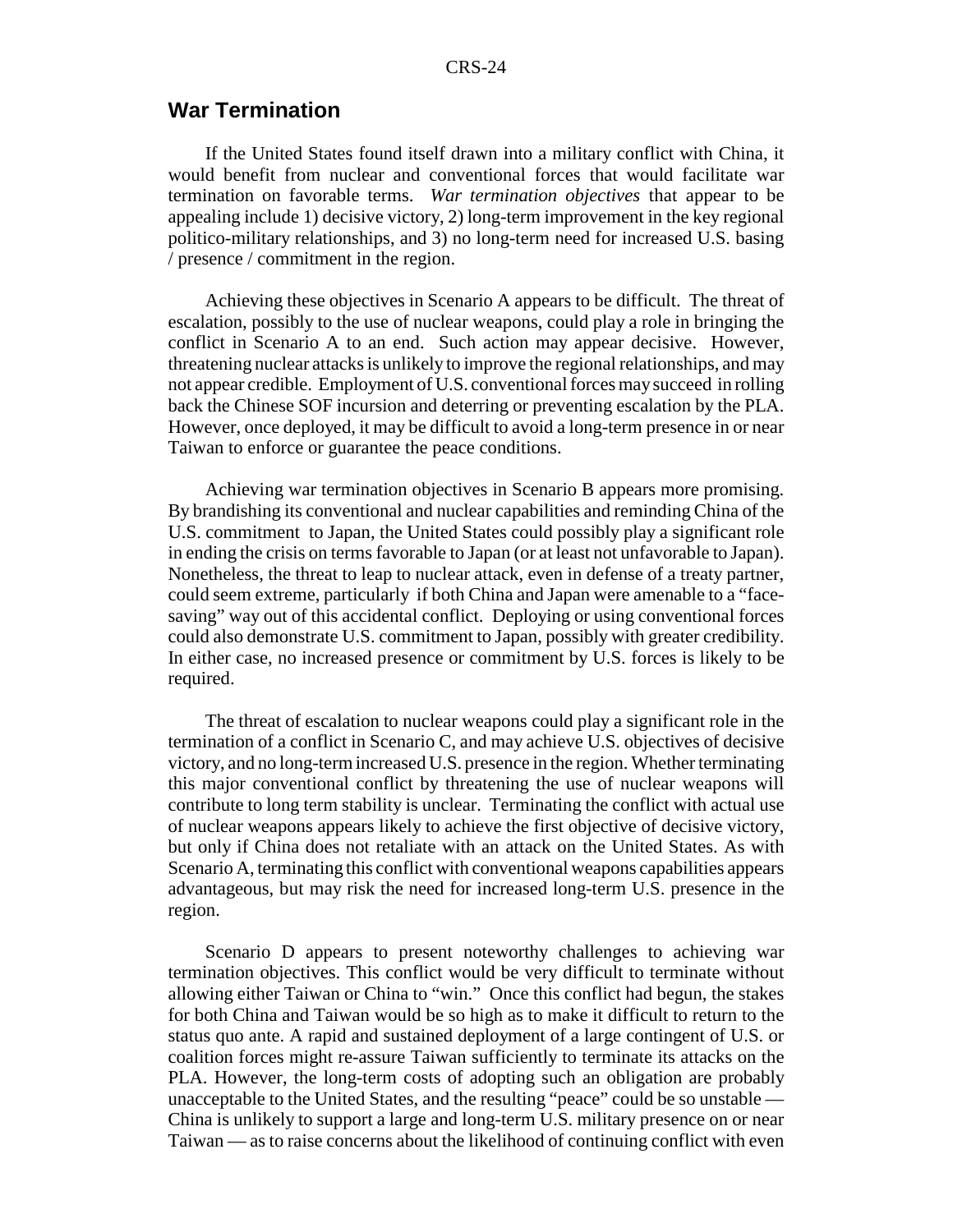## War Termination

If the United States found itself drawn into a military conflict with China, it would benefit from nuclear and conventional forces that would facilitate war termination on favorable terms. *War termination objectives* that appear to be appealing include 1) decisive victory, 2) long-term improvement in the key regional politico-military relationships, and 3) no long-term need for increased U.S. basing / presence / commitment in the region.

Achieving these objectives in Scenario A appears to be difficult. The threat of escalation, possibly to the use of nuclear weapons, could play a role in bringing the conflict in Scenario A to an end. Such action may appear decisive. However, threatening nuclear attacks is unlikely to improve the regional relationships, and may not appear credible. Employment of U.S. conventional forces may succeed in rolling back the Chinese SOF incursion and deterring or preventing escalation by the PLA. However, once deployed, it may be difficult to avoid a long-term presence in or near Taiwan to enforce or guarantee the peace conditions.

Achieving war termination objectives in Scenario B appears more promising. By brandishing its conventional and nuclear capabilities and reminding China of the U.S. commitment to Japan, the United States could possibly play a significant role in ending the crisis on terms favorable to Japan (or at least not unfavorable to Japan). Nonetheless, the threat to leap to nuclear attack, even in defense of a treaty partner, could seem extreme, particularly if both China and Japan were amenable to a "face-saving" way out of this accidental conflict. Deploying or using conventional forces could also demonstrate U.S. commitment to Japan, possibly with greater credibility. In either case, no increased presence or commitment by U.S. forces is likely to be required.

The threat of escalation to nuclear weapons could play a significant role in the termination of a conflict in Scenario C, and may achieve U.S. objectives of decisive victory, and no long-term increased U.S. presence in the region. Whether terminating this major conventional conflict by threatening the use of nuclear weapons will contribute to long term stability is unclear. Terminating the conflict with actual use of nuclear weapons appears likely to achieve the first objective of decisive victory, but only if China does not retaliate with an attack on the United States. As with Scenario A, terminating this conflict with conventional weapons capabilities appears advantageous, but may risk the need for increased long-term U.S. presence in the region.

Scenario D appears to present noteworthy challenges to achieving war termination objectives. This conflict would be very difficult to terminate without allowing either Taiwan or China to "win." Once this conflict had begun, the stakes for both China and Taiwan would be so high as to make it difficult to return to the status quo ante. A rapid and sustained deployment of a large contingent of U.S. or coalition forces might re-assure Taiwan sufficiently to terminate its attacks on the PLA. However, the long-term costs of adopting such an obligation are probably unacceptable to the United States, and the resulting "peace" could be so unstable — China is unlikely to support a large and long-term U.S. military presence on or near Taiwan — as to raise concerns about the likelihood of continuing conflict with even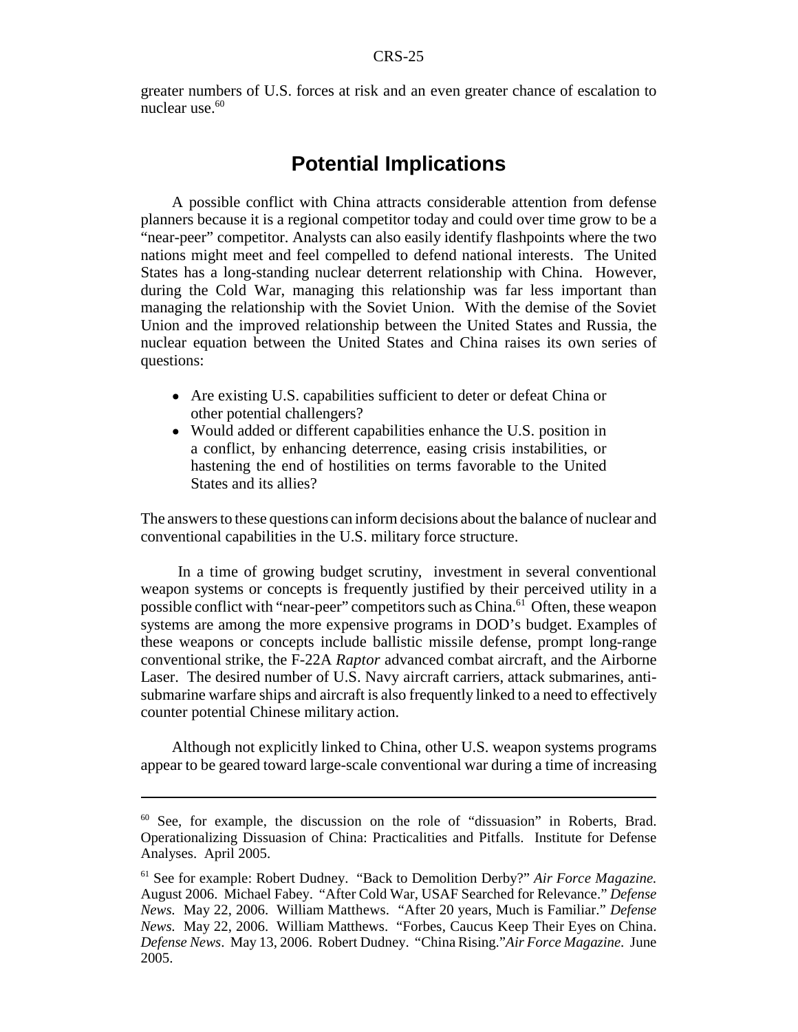greater numbers of U.S. forces at risk and an even greater chance of escalation to nuclear use.[60]

## Potential Implications

A possible conflict with China attracts considerable attention from defense planners because it is a regional competitor today and could over time grow to be a "near-peer" competitor. Analysts can also easily identify flashpoints where the two nations might meet and feel compelled to defend national interests. The United States has a long-standing nuclear deterrent relationship with China. However, during the Cold War, managing this relationship was far less important than managing the relationship with the Soviet Union. With the demise of the Soviet Union and the improved relationship between the United States and Russia, the nuclear equation between the United States and China raises its own series of questions:

- Are existing U.S. capabilities sufficient to deter or defeat China or other potential challengers?
- Would added or different capabilities enhance the U.S. position in a conflict, by enhancing deterrence, easing crisis instabilities, or hastening the end of hostilities on terms favorable to the United States and its allies?

The answers to these questions can inform decisions about the balance of nuclear and conventional capabilities in the U.S. military force structure.

In a time of growing budget scrutiny, investment in several conventional weapon systems or concepts is frequently justified by their perceived utility in a possible conflict with "near-peer" competitors such as China.[61] Often, these weapon systems are among the more expensive programs in DOD's budget. Examples of these weapons or concepts include ballistic missile defense, prompt long-range conventional strike, the F-22A *Raptor* advanced combat aircraft, and the Airborne Laser. The desired number of U.S. Navy aircraft carriers, attack submarines, anti-submarine warfare ships and aircraft is also frequently linked to a need to effectively counter potential Chinese military action.

Although not explicitly linked to China, other U.S. weapon systems programs appear to be geared toward large-scale conventional war during a time of increasing

---

[60] See, for example, the discussion on the role of "dissuasion" in Roberts, Brad. Operationalizing Dissuasion of China: Practicalities and Pitfalls. Institute for Defense Analyses. April 2005.

[61] See for example: Robert Dudney. "Back to Demolition Derby?" *Air Force Magazine.* August 2006. Michael Fabey. "After Cold War, USAF Searched for Relevance." *Defense News.* May 22, 2006. William Matthews. "After 20 years, Much is Familiar." *Defense News.* May 22, 2006. William Matthews. "Forbes, Caucus Keep Their Eyes on China. *Defense News*. May 13, 2006. Robert Dudney. "China Rising."*Air Force Magazine.* June 2005.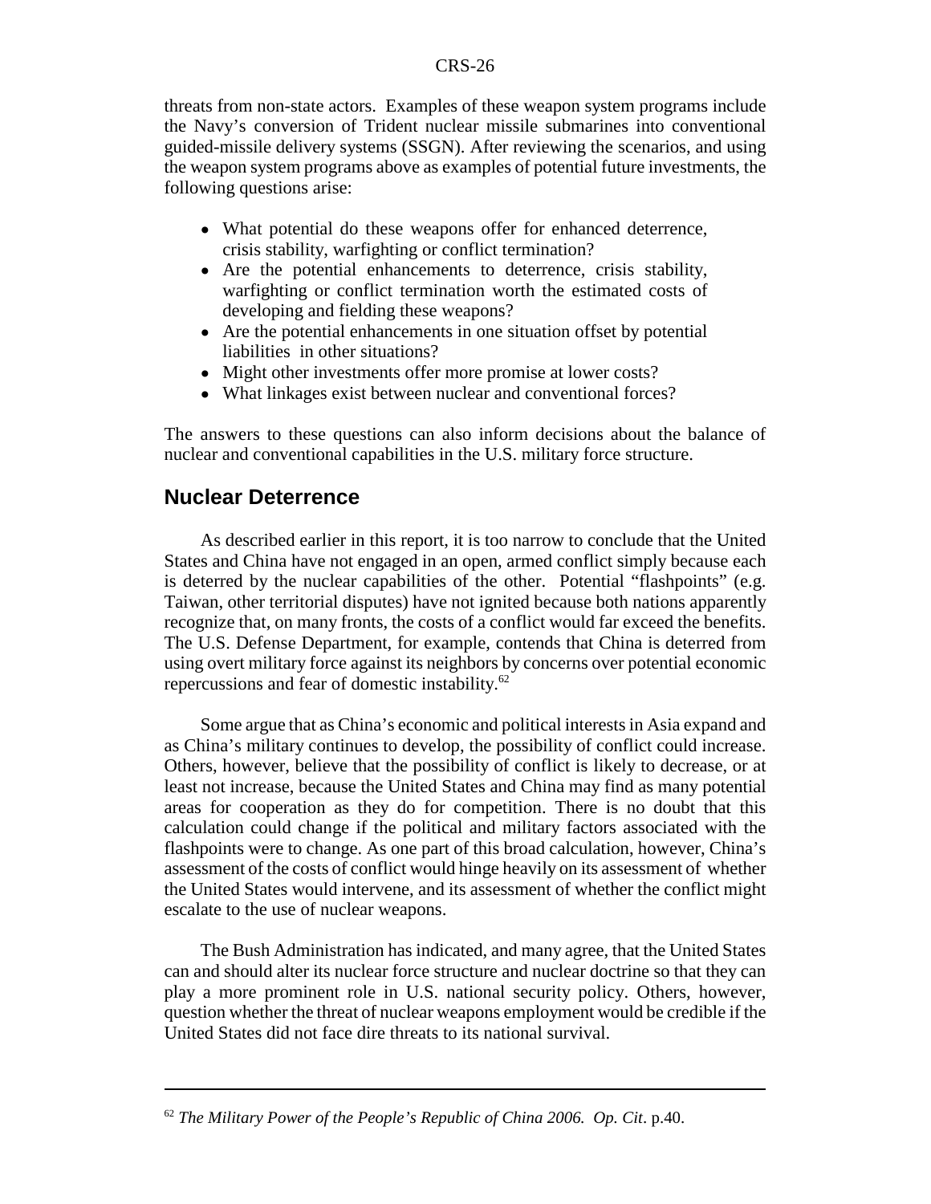threats from non-state actors. Examples of these weapon system programs include the Navy's conversion of Trident nuclear missile submarines into conventional guided-missile delivery systems (SSGN). After reviewing the scenarios, and using the weapon system programs above as examples of potential future investments, the following questions arise:

- What potential do these weapons offer for enhanced deterrence, crisis stability, warfighting or conflict termination?
- Are the potential enhancements to deterrence, crisis stability, warfighting or conflict termination worth the estimated costs of developing and fielding these weapons?
- Are the potential enhancements in one situation offset by potential liabilities in other situations?
- Might other investments offer more promise at lower costs?
- What linkages exist between nuclear and conventional forces?

The answers to these questions can also inform decisions about the balance of nuclear and conventional capabilities in the U.S. military force structure.

## Nuclear Deterrence

As described earlier in this report, it is too narrow to conclude that the United States and China have not engaged in an open, armed conflict simply because each is deterred by the nuclear capabilities of the other. Potential "flashpoints" (e.g. Taiwan, other territorial disputes) have not ignited because both nations apparently recognize that, on many fronts, the costs of a conflict would far exceed the benefits. The U.S. Defense Department, for example, contends that China is deterred from using overt military force against its neighbors by concerns over potential economic repercussions and fear of domestic instability.[62]

Some argue that as China's economic and political interests in Asia expand and as China's military continues to develop, the possibility of conflict could increase. Others, however, believe that the possibility of conflict is likely to decrease, or at least not increase, because the United States and China may find as many potential areas for cooperation as they do for competition. There is no doubt that this calculation could change if the political and military factors associated with the flashpoints were to change. As one part of this broad calculation, however, China's assessment of the costs of conflict would hinge heavily on its assessment of whether the United States would intervene, and its assessment of whether the conflict might escalate to the use of nuclear weapons.

The Bush Administration has indicated, and many agree, that the United States can and should alter its nuclear force structure and nuclear doctrine so that they can play a more prominent role in U.S. national security policy. Others, however, question whether the threat of nuclear weapons employment would be credible if the United States did not face dire threats to its national survival.

---

[62] *The Military Power of the People's Republic of China 2006. Op. Cit*. p.40.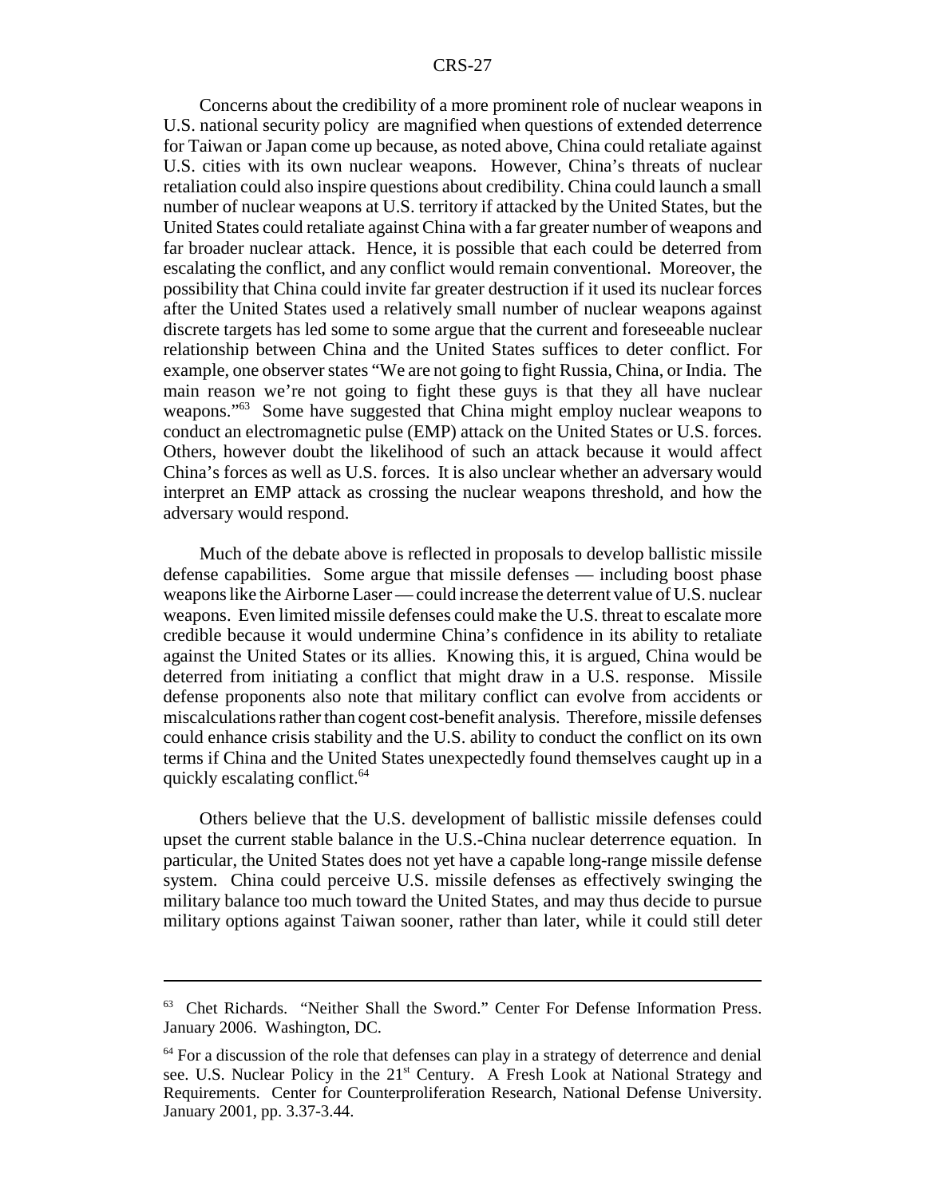Concerns about the credibility of a more prominent role of nuclear weapons in U.S. national security policy are magnified when questions of extended deterrence for Taiwan or Japan come up because, as noted above, China could retaliate against U.S. cities with its own nuclear weapons. However, China's threats of nuclear retaliation could also inspire questions about credibility. China could launch a small number of nuclear weapons at U.S. territory if attacked by the United States, but the United States could retaliate against China with a far greater number of weapons and far broader nuclear attack. Hence, it is possible that each could be deterred from escalating the conflict, and any conflict would remain conventional. Moreover, the possibility that China could invite far greater destruction if it used its nuclear forces after the United States used a relatively small number of nuclear weapons against discrete targets has led some to some argue that the current and foreseeable nuclear relationship between China and the United States suffices to deter conflict. For example, one observer states "We are not going to fight Russia, China, or India. The main reason we're not going to fight these guys is that they all have nuclear weapons."[63] Some have suggested that China might employ nuclear weapons to conduct an electromagnetic pulse (EMP) attack on the United States or U.S. forces. Others, however doubt the likelihood of such an attack because it would affect China's forces as well as U.S. forces. It is also unclear whether an adversary would interpret an EMP attack as crossing the nuclear weapons threshold, and how the adversary would respond.

Much of the debate above is reflected in proposals to develop ballistic missile defense capabilities. Some argue that missile defenses — including boost phase weapons like the Airborne Laser — could increase the deterrent value of U.S. nuclear weapons. Even limited missile defenses could make the U.S. threat to escalate more credible because it would undermine China's confidence in its ability to retaliate against the United States or its allies. Knowing this, it is argued, China would be deterred from initiating a conflict that might draw in a U.S. response. Missile defense proponents also note that military conflict can evolve from accidents or miscalculations rather than cogent cost-benefit analysis. Therefore, missile defenses could enhance crisis stability and the U.S. ability to conduct the conflict on its own terms if China and the United States unexpectedly found themselves caught up in a quickly escalating conflict.[64]

Others believe that the U.S. development of ballistic missile defenses could upset the current stable balance in the U.S.-China nuclear deterrence equation. In particular, the United States does not yet have a capable long-range missile defense system. China could perceive U.S. missile defenses as effectively swinging the military balance too much toward the United States, and may thus decide to pursue military options against Taiwan sooner, rather than later, while it could still deter

---

[63] Chet Richards. "Neither Shall the Sword." Center For Defense Information Press. January 2006. Washington, DC.

[64] For a discussion of the role that defenses can play in a strategy of deterrence and denial see. U.S. Nuclear Policy in the 21st Century. A Fresh Look at National Strategy and Requirements. Center for Counterproliferation Research, National Defense University. January 2001, pp. 3.37-3.44.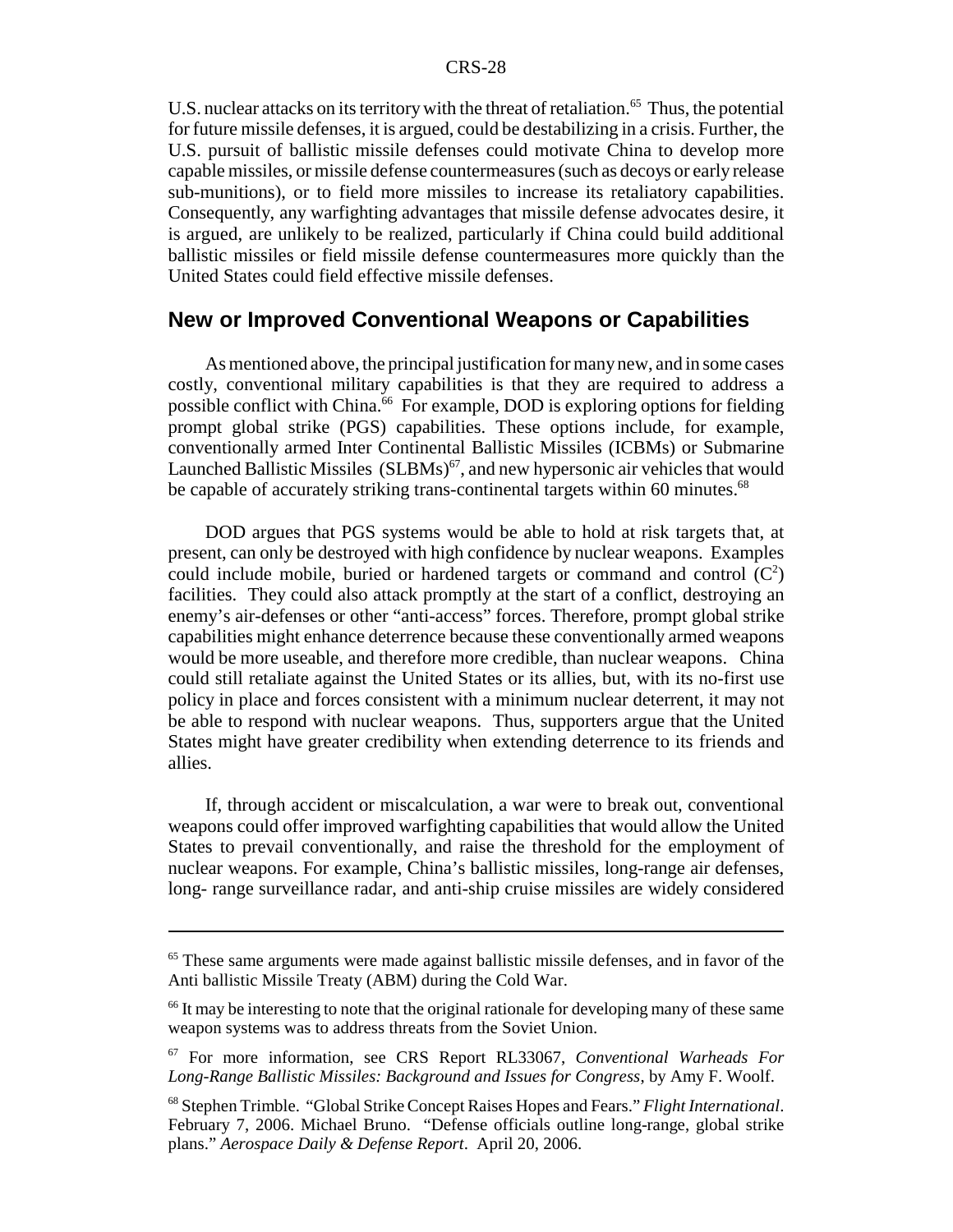U.S. nuclear attacks on its territory with the threat of retaliation.[65] Thus, the potential for future missile defenses, it is argued, could be destabilizing in a crisis. Further, the U.S. pursuit of ballistic missile defenses could motivate China to develop more capable missiles, or missile defense countermeasures (such as decoys or early release sub-munitions), or to field more missiles to increase its retaliatory capabilities. Consequently, any warfighting advantages that missile defense advocates desire, it is argued, are unlikely to be realized, particularly if China could build additional ballistic missiles or field missile defense countermeasures more quickly than the United States could field effective missile defenses.

## New or Improved Conventional Weapons or Capabilities

As mentioned above, the principal justification for many new, and in some cases costly, conventional military capabilities is that they are required to address a possible conflict with China.[66] For example, DOD is exploring options for fielding prompt global strike (PGS) capabilities. These options include, for example, conventionally armed Inter Continental Ballistic Missiles (ICBMs) or Submarine Launched Ballistic Missiles (SLBMs)[67], and new hypersonic air vehicles that would be capable of accurately striking trans-continental targets within 60 minutes.[68]

DOD argues that PGS systems would be able to hold at risk targets that, at present, can only be destroyed with high confidence by nuclear weapons. Examples could include mobile, buried or hardened targets or command and control ($C^2$) facilities. They could also attack promptly at the start of a conflict, destroying an enemy's air-defenses or other "anti-access" forces. Therefore, prompt global strike capabilities might enhance deterrence because these conventionally armed weapons would be more useable, and therefore more credible, than nuclear weapons. China could still retaliate against the United States or its allies, but, with its no-first use policy in place and forces consistent with a minimum nuclear deterrent, it may not be able to respond with nuclear weapons. Thus, supporters argue that the United States might have greater credibility when extending deterrence to its friends and allies.

If, through accident or miscalculation, a war were to break out, conventional weapons could offer improved warfighting capabilities that would allow the United States to prevail conventionally, and raise the threshold for the employment of nuclear weapons. For example, China's ballistic missiles, long-range air defenses, long- range surveillance radar, and anti-ship cruise missiles are widely considered

---

[65] These same arguments were made against ballistic missile defenses, and in favor of the Anti ballistic Missile Treaty (ABM) during the Cold War.

[66] It may be interesting to note that the original rationale for developing many of these same weapon systems was to address threats from the Soviet Union.

[67] For more information, see CRS Report RL33067, *Conventional Warheads For Long-Range Ballistic Missiles: Background and Issues for Congress*, by Amy F. Woolf.

[68] Stephen Trimble. "Global Strike Concept Raises Hopes and Fears." *Flight International*. February 7, 2006. Michael Bruno. "Defense officials outline long-range, global strike plans." *Aerospace Daily & Defense Report*. April 20, 2006.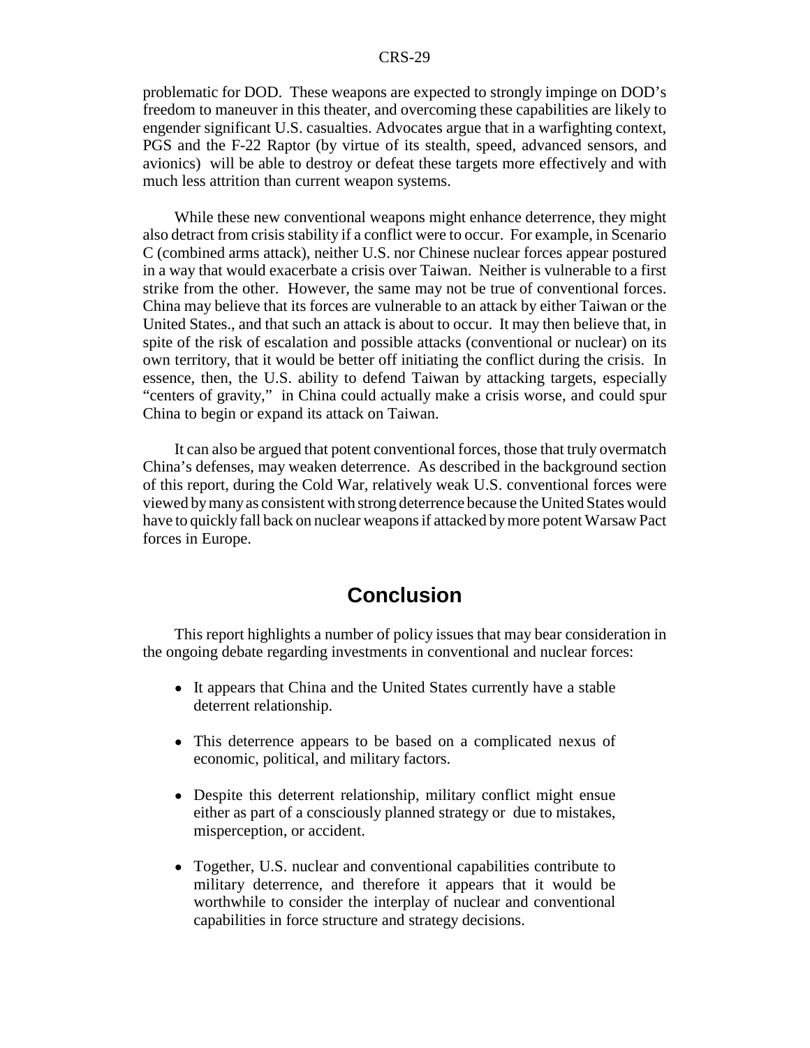problematic for DOD. These weapons are expected to strongly impinge on DOD's freedom to maneuver in this theater, and overcoming these capabilities are likely to engender significant U.S. casualties. Advocates argue that in a warfighting context, PGS and the F-22 Raptor (by virtue of its stealth, speed, advanced sensors, and avionics) will be able to destroy or defeat these targets more effectively and with much less attrition than current weapon systems.

While these new conventional weapons might enhance deterrence, they might also detract from crisis stability if a conflict were to occur. For example, in Scenario C (combined arms attack), neither U.S. nor Chinese nuclear forces appear postured in a way that would exacerbate a crisis over Taiwan. Neither is vulnerable to a first strike from the other. However, the same may not be true of conventional forces. China may believe that its forces are vulnerable to an attack by either Taiwan or the United States., and that such an attack is about to occur. It may then believe that, in spite of the risk of escalation and possible attacks (conventional or nuclear) on its own territory, that it would be better off initiating the conflict during the crisis. In essence, then, the U.S. ability to defend Taiwan by attacking targets, especially "centers of gravity," in China could actually make a crisis worse, and could spur China to begin or expand its attack on Taiwan.

It can also be argued that potent conventional forces, those that truly overmatch China's defenses, may weaken deterrence. As described in the background section of this report, during the Cold War, relatively weak U.S. conventional forces were viewed by many as consistent with strong deterrence because the United States would have to quickly fall back on nuclear weapons if attacked by more potent Warsaw Pact forces in Europe.

# Conclusion

This report highlights a number of policy issues that may bear consideration in the ongoing debate regarding investments in conventional and nuclear forces:

- It appears that China and the United States currently have a stable deterrent relationship.
- This deterrence appears to be based on a complicated nexus of economic, political, and military factors.
- Despite this deterrent relationship, military conflict might ensue either as part of a consciously planned strategy or due to mistakes, misperception, or accident.
- Together, U.S. nuclear and conventional capabilities contribute to military deterrence, and therefore it appears that it would be worthwhile to consider the interplay of nuclear and conventional capabilities in force structure and strategy decisions.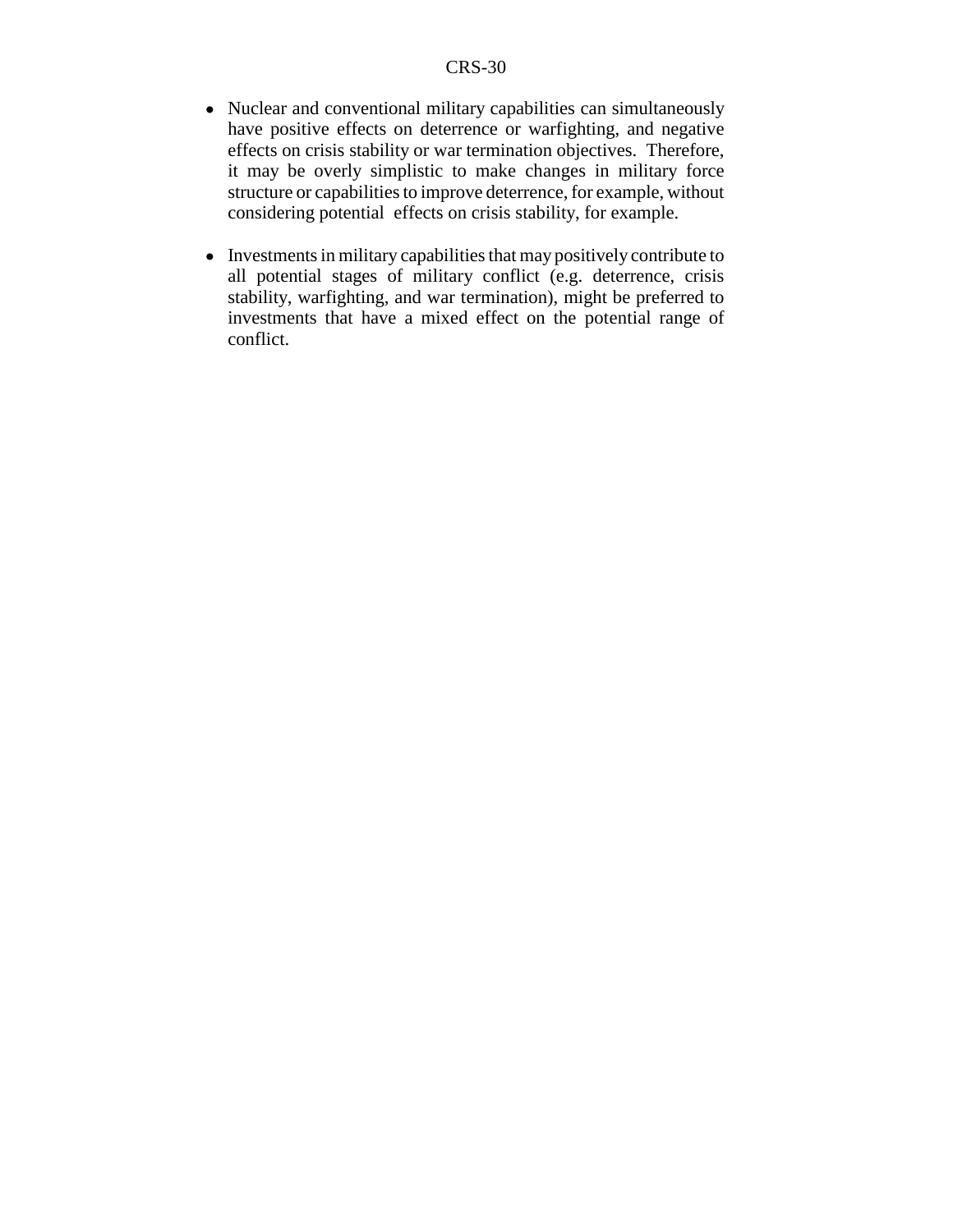- Nuclear and conventional military capabilities can simultaneously have positive effects on deterrence or warfighting, and negative effects on crisis stability or war termination objectives. Therefore, it may be overly simplistic to make changes in military force structure or capabilities to improve deterrence, for example, without considering potential effects on crisis stability, for example.

- Investments in military capabilities that may positively contribute to all potential stages of military conflict (e.g. deterrence, crisis stability, warfighting, and war termination), might be preferred to investments that have a mixed effect on the potential range of conflict.